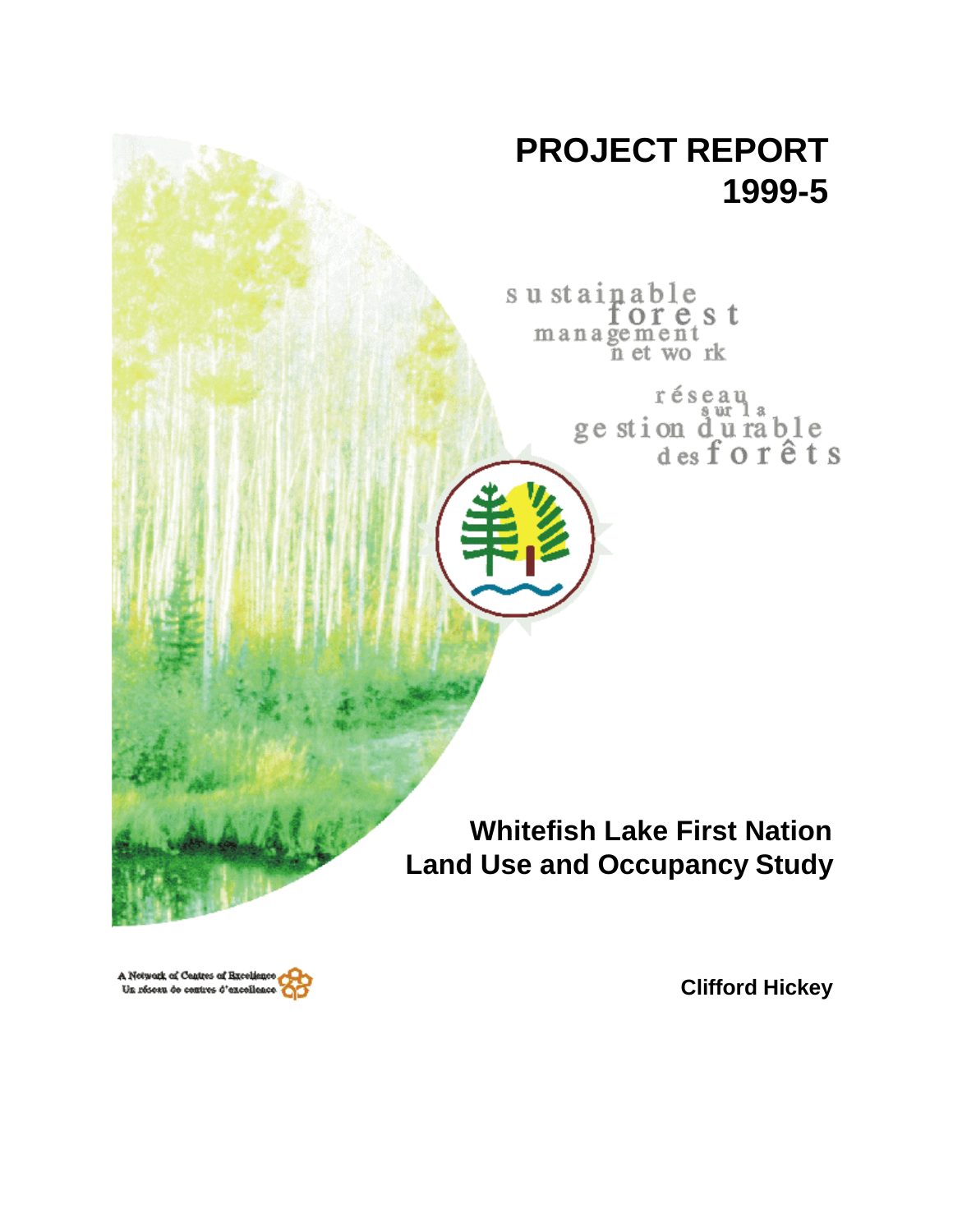# PROJECT REPORT 1999-5

sustainable forest management network

réseau sur la gestion durable des forêts

## Whitefish Lake First Nation Land Use and Occupancy Study

**Clifford Hickey**

A Network of Centres of Excellence
Un réseau de centres d'excellence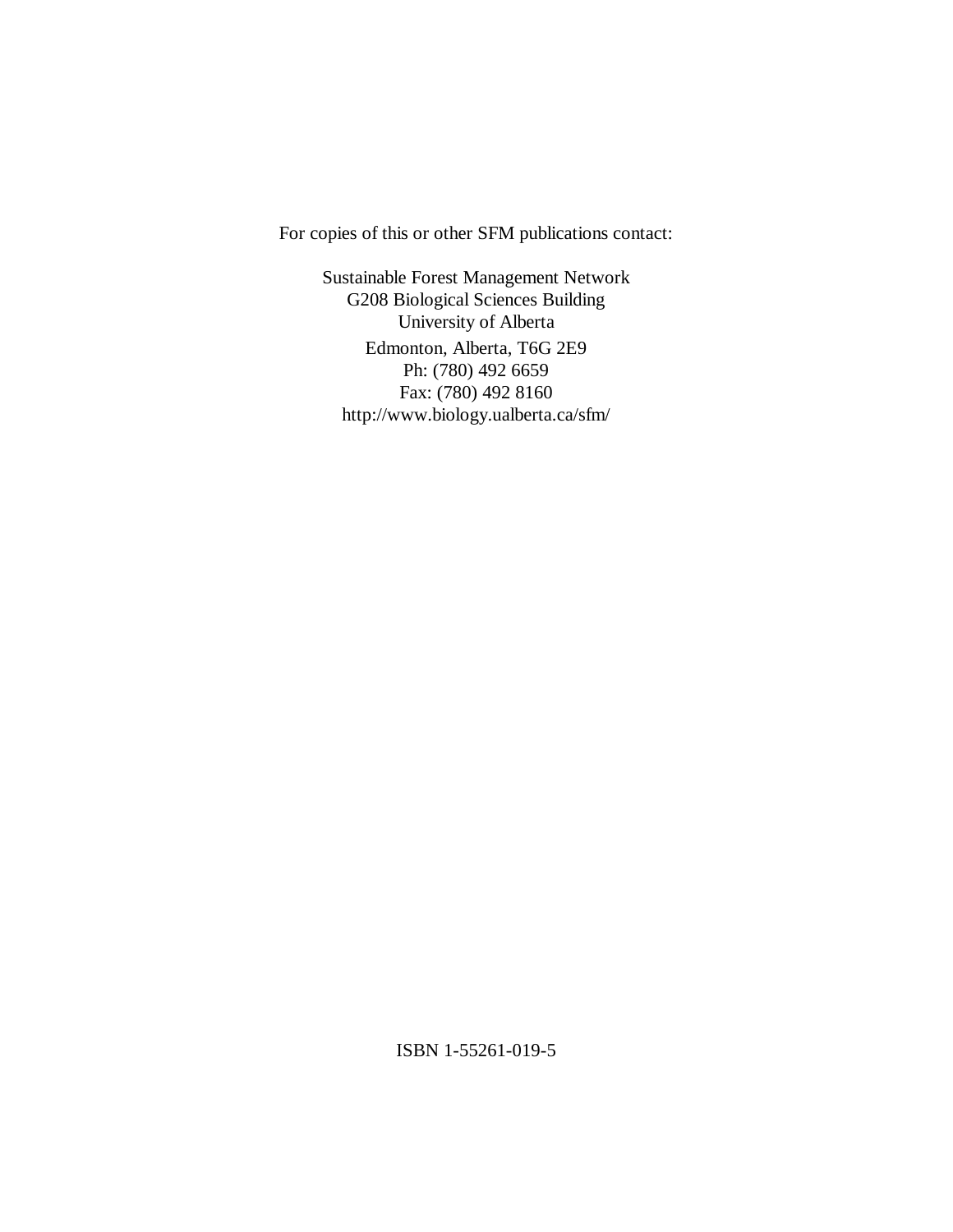For copies of this or other SFM publications contact:

Sustainable Forest Management Network  
G208 Biological Sciences Building  
University of Alberta  
Edmonton, Alberta, T6G 2E9  
Ph: (780) 492 6659  
Fax: (780) 492 8160  
http://www.biology.ualberta.ca/sfm/

ISBN 1-55261-019-5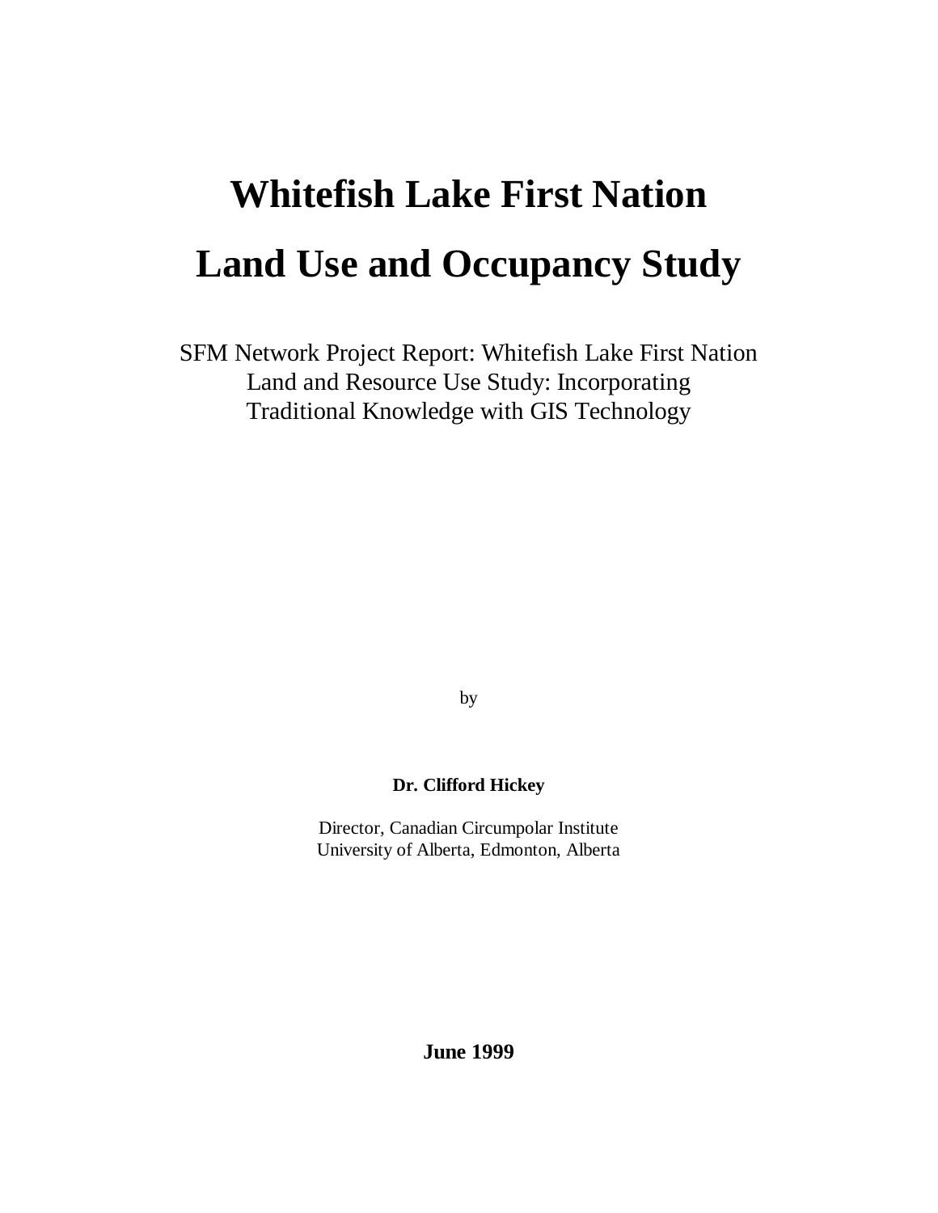# Whitefish Lake First Nation

# Land Use and Occupancy Study

SFM Network Project Report: Whitefish Lake First Nation
Land and Resource Use Study: Incorporating
Traditional Knowledge with GIS Technology

by

**Dr. Clifford Hickey**

Director, Canadian Circumpolar Institute
University of Alberta, Edmonton, Alberta

**June 1999**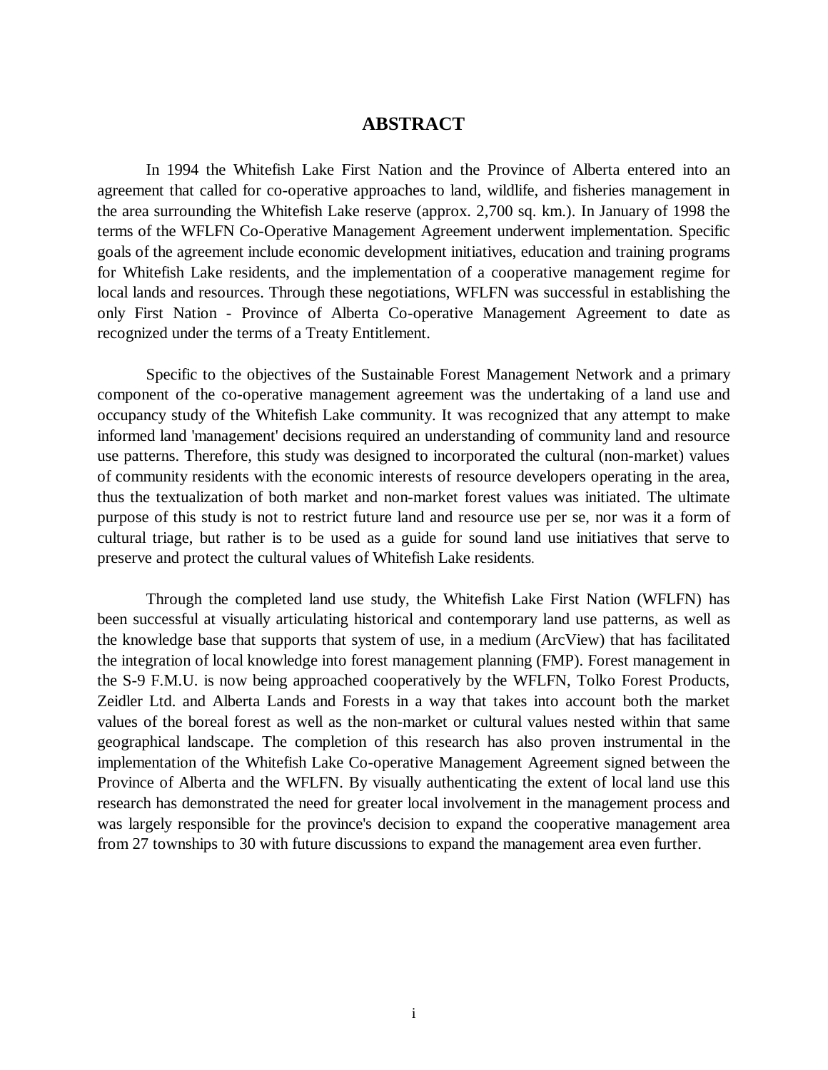# ABSTRACT

In 1994 the Whitefish Lake First Nation and the Province of Alberta entered into an agreement that called for co-operative approaches to land, wildlife, and fisheries management in the area surrounding the Whitefish Lake reserve (approx. 2,700 sq. km.). In January of 1998 the terms of the WFLFN Co-Operative Management Agreement underwent implementation. Specific goals of the agreement include economic development initiatives, education and training programs for Whitefish Lake residents, and the implementation of a cooperative management regime for local lands and resources. Through these negotiations, WFLFN was successful in establishing the only First Nation - Province of Alberta Co-operative Management Agreement to date as recognized under the terms of a Treaty Entitlement.

Specific to the objectives of the Sustainable Forest Management Network and a primary component of the co-operative management agreement was the undertaking of a land use and occupancy study of the Whitefish Lake community. It was recognized that any attempt to make informed land 'management' decisions required an understanding of community land and resource use patterns. Therefore, this study was designed to incorporated the cultural (non-market) values of community residents with the economic interests of resource developers operating in the area, thus the textualization of both market and non-market forest values was initiated. The ultimate purpose of this study is not to restrict future land and resource use per se, nor was it a form of cultural triage, but rather is to be used as a guide for sound land use initiatives that serve to preserve and protect the cultural values of Whitefish Lake residents.

Through the completed land use study, the Whitefish Lake First Nation (WFLFN) has been successful at visually articulating historical and contemporary land use patterns, as well as the knowledge base that supports that system of use, in a medium (ArcView) that has facilitated the integration of local knowledge into forest management planning (FMP). Forest management in the S-9 F.M.U. is now being approached cooperatively by the WFLFN, Tolko Forest Products, Zeidler Ltd. and Alberta Lands and Forests in a way that takes into account both the market values of the boreal forest as well as the non-market or cultural values nested within that same geographical landscape. The completion of this research has also proven instrumental in the implementation of the Whitefish Lake Co-operative Management Agreement signed between the Province of Alberta and the WFLFN. By visually authenticating the extent of local land use this research has demonstrated the need for greater local involvement in the management process and was largely responsible for the province's decision to expand the cooperative management area from 27 townships to 30 with future discussions to expand the management area even further.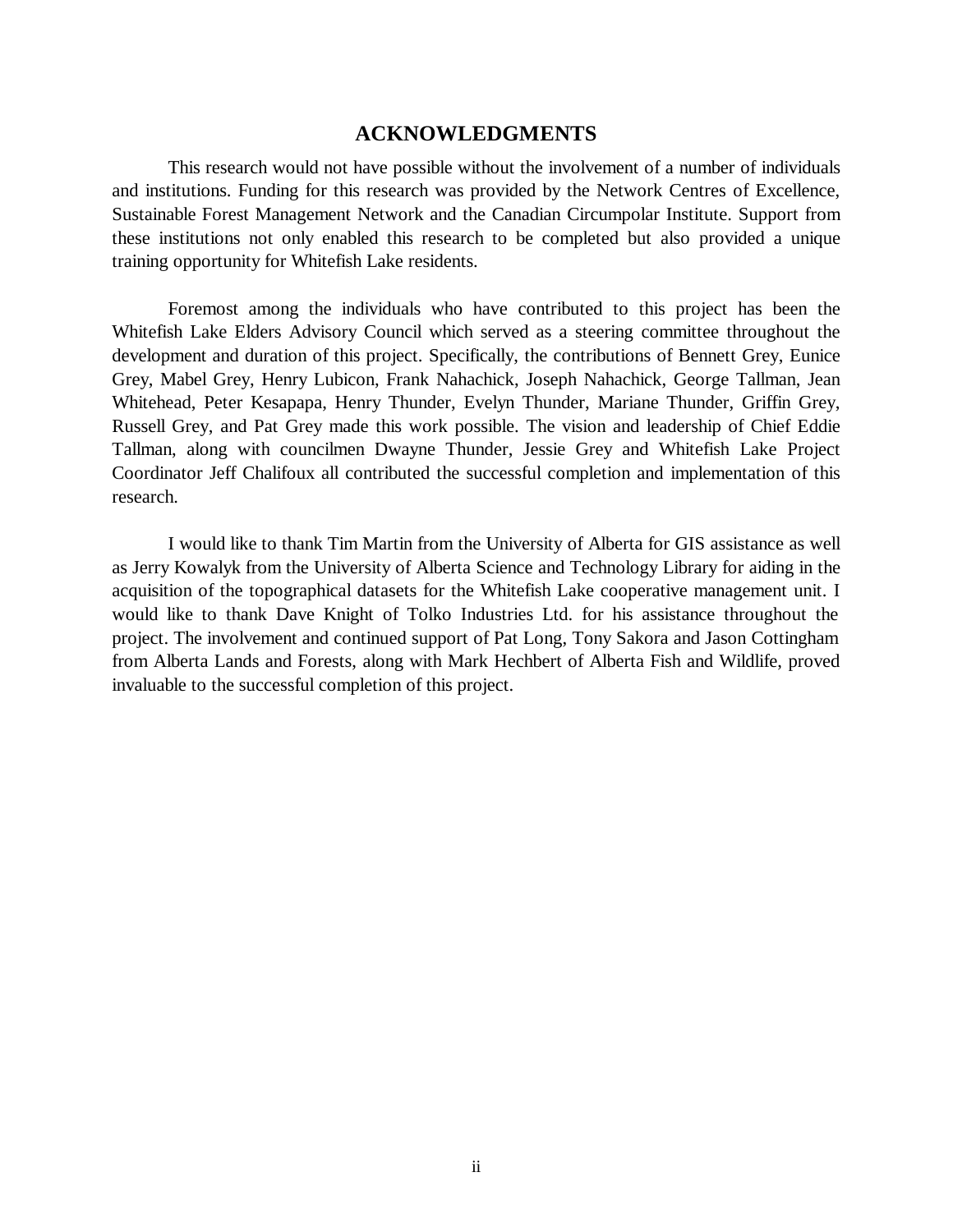## ACKNOWLEDGMENTS

This research would not have possible without the involvement of a number of individuals and institutions. Funding for this research was provided by the Network Centres of Excellence, Sustainable Forest Management Network and the Canadian Circumpolar Institute. Support from these institutions not only enabled this research to be completed but also provided a unique training opportunity for Whitefish Lake residents.

Foremost among the individuals who have contributed to this project has been the Whitefish Lake Elders Advisory Council which served as a steering committee throughout the development and duration of this project. Specifically, the contributions of Bennett Grey, Eunice Grey, Mabel Grey, Henry Lubicon, Frank Nahachick, Joseph Nahachick, George Tallman, Jean Whitehead, Peter Kesapapa, Henry Thunder, Evelyn Thunder, Mariane Thunder, Griffin Grey, Russell Grey, and Pat Grey made this work possible. The vision and leadership of Chief Eddie Tallman, along with councilmen Dwayne Thunder, Jessie Grey and Whitefish Lake Project Coordinator Jeff Chalifoux all contributed the successful completion and implementation of this research.

I would like to thank Tim Martin from the University of Alberta for GIS assistance as well as Jerry Kowalyk from the University of Alberta Science and Technology Library for aiding in the acquisition of the topographical datasets for the Whitefish Lake cooperative management unit. I would like to thank Dave Knight of Tolko Industries Ltd. for his assistance throughout the project. The involvement and continued support of Pat Long, Tony Sakora and Jason Cottingham from Alberta Lands and Forests, along with Mark Hechbert of Alberta Fish and Wildlife, proved invaluable to the successful completion of this project.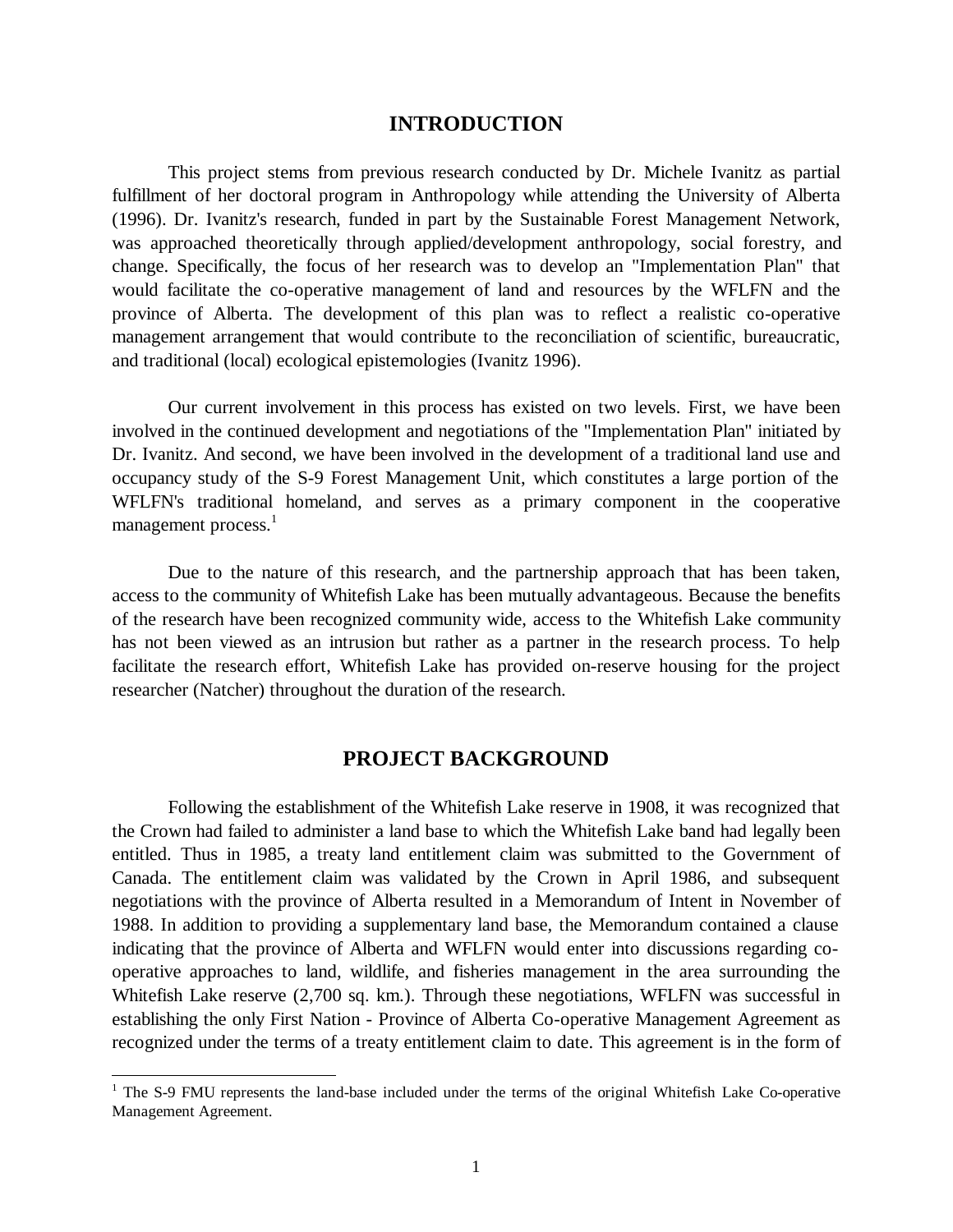# INTRODUCTION

This project stems from previous research conducted by Dr. Michele Ivanitz as partial fulfillment of her doctoral program in Anthropology while attending the University of Alberta (1996). Dr. Ivanitz's research, funded in part by the Sustainable Forest Management Network, was approached theoretically through applied/development anthropology, social forestry, and change. Specifically, the focus of her research was to develop an "Implementation Plan" that would facilitate the co-operative management of land and resources by the WFLFN and the province of Alberta. The development of this plan was to reflect a realistic co-operative management arrangement that would contribute to the reconciliation of scientific, bureaucratic, and traditional (local) ecological epistemologies (Ivanitz 1996).

Our current involvement in this process has existed on two levels. First, we have been involved in the continued development and negotiations of the "Implementation Plan" initiated by Dr. Ivanitz. And second, we have been involved in the development of a traditional land use and occupancy study of the S-9 Forest Management Unit, which constitutes a large portion of the WFLFN's traditional homeland, and serves as a primary component in the cooperative management process.[1]

Due to the nature of this research, and the partnership approach that has been taken, access to the community of Whitefish Lake has been mutually advantageous. Because the benefits of the research have been recognized community wide, access to the Whitefish Lake community has not been viewed as an intrusion but rather as a partner in the research process. To help facilitate the research effort, Whitefish Lake has provided on-reserve housing for the project researcher (Natcher) throughout the duration of the research.

# PROJECT BACKGROUND

Following the establishment of the Whitefish Lake reserve in 1908, it was recognized that the Crown had failed to administer a land base to which the Whitefish Lake band had legally been entitled. Thus in 1985, a treaty land entitlement claim was submitted to the Government of Canada. The entitlement claim was validated by the Crown in April 1986, and subsequent negotiations with the province of Alberta resulted in a Memorandum of Intent in November of 1988. In addition to providing a supplementary land base, the Memorandum contained a clause indicating that the province of Alberta and WFLFN would enter into discussions regarding co-operative approaches to land, wildlife, and fisheries management in the area surrounding the Whitefish Lake reserve (2,700 sq. km.). Through these negotiations, WFLFN was successful in establishing the only First Nation - Province of Alberta Co-operative Management Agreement as recognized under the terms of a treaty entitlement claim to date. This agreement is in the form of

[1] The S-9 FMU represents the land-base included under the terms of the original Whitefish Lake Co-operative Management Agreement.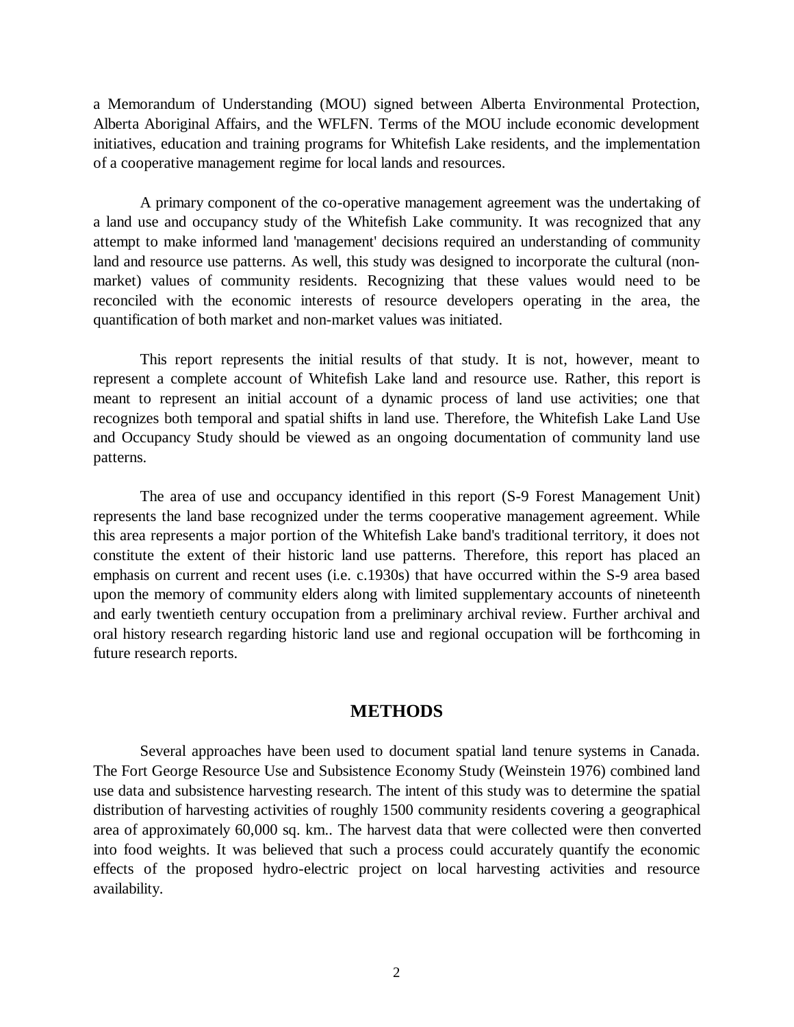a Memorandum of Understanding (MOU) signed between Alberta Environmental Protection, Alberta Aboriginal Affairs, and the WFLFN. Terms of the MOU include economic development initiatives, education and training programs for Whitefish Lake residents, and the implementation of a cooperative management regime for local lands and resources.

A primary component of the co-operative management agreement was the undertaking of a land use and occupancy study of the Whitefish Lake community. It was recognized that any attempt to make informed land 'management' decisions required an understanding of community land and resource use patterns. As well, this study was designed to incorporate the cultural (non-market) values of community residents. Recognizing that these values would need to be reconciled with the economic interests of resource developers operating in the area, the quantification of both market and non-market values was initiated.

This report represents the initial results of that study. It is not, however, meant to represent a complete account of Whitefish Lake land and resource use. Rather, this report is meant to represent an initial account of a dynamic process of land use activities; one that recognizes both temporal and spatial shifts in land use. Therefore, the Whitefish Lake Land Use and Occupancy Study should be viewed as an ongoing documentation of community land use patterns.

The area of use and occupancy identified in this report (S-9 Forest Management Unit) represents the land base recognized under the terms cooperative management agreement. While this area represents a major portion of the Whitefish Lake band's traditional territory, it does not constitute the extent of their historic land use patterns. Therefore, this report has placed an emphasis on current and recent uses (i.e. c.1930s) that have occurred within the S-9 area based upon the memory of community elders along with limited supplementary accounts of nineteenth and early twentieth century occupation from a preliminary archival review. Further archival and oral history research regarding historic land use and regional occupation will be forthcoming in future research reports.

## METHODS

Several approaches have been used to document spatial land tenure systems in Canada. The Fort George Resource Use and Subsistence Economy Study (Weinstein 1976) combined land use data and subsistence harvesting research. The intent of this study was to determine the spatial distribution of harvesting activities of roughly 1500 community residents covering a geographical area of approximately 60,000 sq. km.. The harvest data that were collected were then converted into food weights. It was believed that such a process could accurately quantify the economic effects of the proposed hydro-electric project on local harvesting activities and resource availability.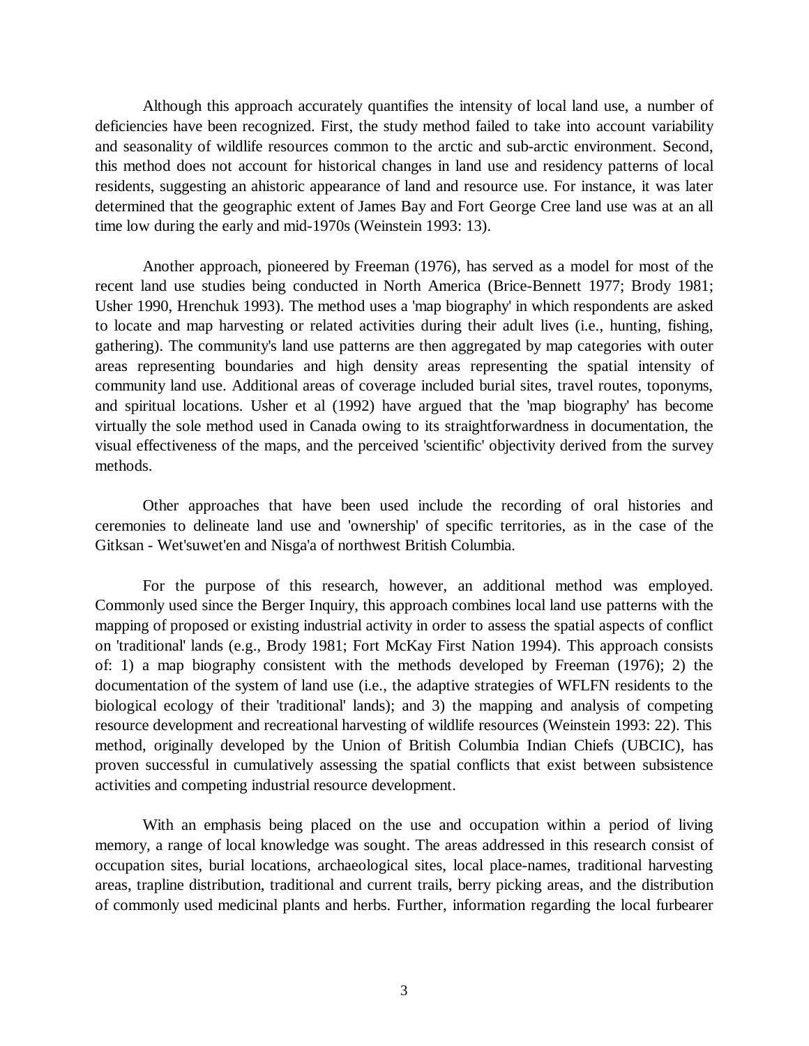Although this approach accurately quantifies the intensity of local land use, a number of deficiencies have been recognized. First, the study method failed to take into account variability and seasonality of wildlife resources common to the arctic and sub-arctic environment. Second, this method does not account for historical changes in land use and residency patterns of local residents, suggesting an ahistoric appearance of land and resource use. For instance, it was later determined that the geographic extent of James Bay and Fort George Cree land use was at an all time low during the early and mid-1970s (Weinstein 1993: 13).

Another approach, pioneered by Freeman (1976), has served as a model for most of the recent land use studies being conducted in North America (Brice-Bennett 1977; Brody 1981; Usher 1990, Hrenchuk 1993). The method uses a 'map biography' in which respondents are asked to locate and map harvesting or related activities during their adult lives (i.e., hunting, fishing, gathering). The community's land use patterns are then aggregated by map categories with outer areas representing boundaries and high density areas representing the spatial intensity of community land use. Additional areas of coverage included burial sites, travel routes, toponyms, and spiritual locations. Usher et al (1992) have argued that the 'map biography' has become virtually the sole method used in Canada owing to its straightforwardness in documentation, the visual effectiveness of the maps, and the perceived 'scientific' objectivity derived from the survey methods.

Other approaches that have been used include the recording of oral histories and ceremonies to delineate land use and 'ownership' of specific territories, as in the case of the Gitksan - Wet'suwet'en and Nisga'a of northwest British Columbia.

For the purpose of this research, however, an additional method was employed. Commonly used since the Berger Inquiry, this approach combines local land use patterns with the mapping of proposed or existing industrial activity in order to assess the spatial aspects of conflict on 'traditional' lands (e.g., Brody 1981; Fort McKay First Nation 1994). This approach consists of: 1) a map biography consistent with the methods developed by Freeman (1976); 2) the documentation of the system of land use (i.e., the adaptive strategies of WFLFN residents to the biological ecology of their 'traditional' lands); and 3) the mapping and analysis of competing resource development and recreational harvesting of wildlife resources (Weinstein 1993: 22). This method, originally developed by the Union of British Columbia Indian Chiefs (UBCIC), has proven successful in cumulatively assessing the spatial conflicts that exist between subsistence activities and competing industrial resource development.

With an emphasis being placed on the use and occupation within a period of living memory, a range of local knowledge was sought. The areas addressed in this research consist of occupation sites, burial locations, archaeological sites, local place-names, traditional harvesting areas, trapline distribution, traditional and current trails, berry picking areas, and the distribution of commonly used medicinal plants and herbs. Further, information regarding the local furbearer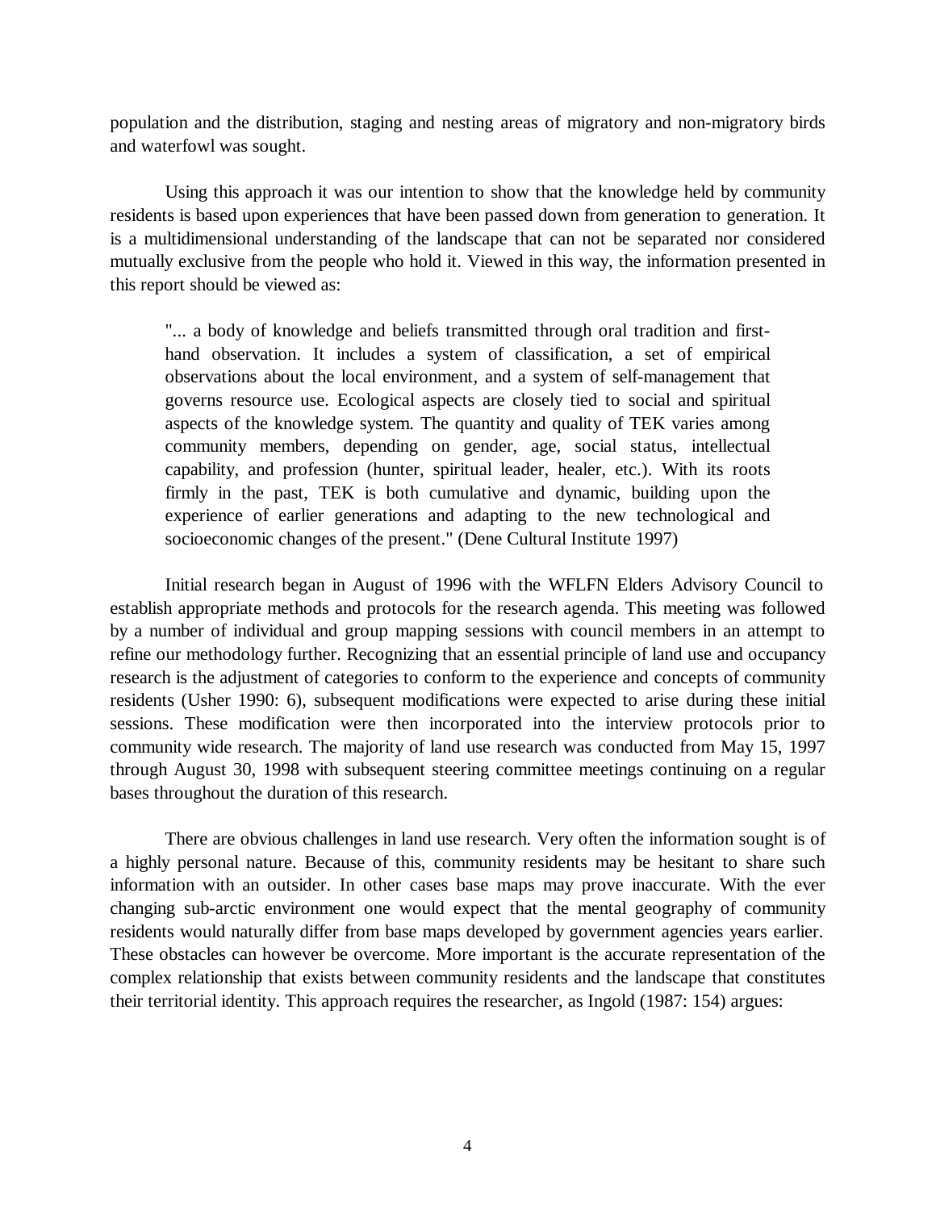population and the distribution, staging and nesting areas of migratory and non-migratory birds and waterfowl was sought.

Using this approach it was our intention to show that the knowledge held by community residents is based upon experiences that have been passed down from generation to generation. It is a multidimensional understanding of the landscape that can not be separated nor considered mutually exclusive from the people who hold it. Viewed in this way, the information presented in this report should be viewed as:

> "... a body of knowledge and beliefs transmitted through oral tradition and first-hand observation. It includes a system of classification, a set of empirical observations about the local environment, and a system of self-management that governs resource use. Ecological aspects are closely tied to social and spiritual aspects of the knowledge system. The quantity and quality of TEK varies among community members, depending on gender, age, social status, intellectual capability, and profession (hunter, spiritual leader, healer, etc.). With its roots firmly in the past, TEK is both cumulative and dynamic, building upon the experience of earlier generations and adapting to the new technological and socioeconomic changes of the present." (Dene Cultural Institute 1997)

Initial research began in August of 1996 with the WFLFN Elders Advisory Council to establish appropriate methods and protocols for the research agenda. This meeting was followed by a number of individual and group mapping sessions with council members in an attempt to refine our methodology further. Recognizing that an essential principle of land use and occupancy research is the adjustment of categories to conform to the experience and concepts of community residents (Usher 1990: 6), subsequent modifications were expected to arise during these initial sessions. These modification were then incorporated into the interview protocols prior to community wide research. The majority of land use research was conducted from May 15, 1997 through August 30, 1998 with subsequent steering committee meetings continuing on a regular bases throughout the duration of this research.

There are obvious challenges in land use research. Very often the information sought is of a highly personal nature. Because of this, community residents may be hesitant to share such information with an outsider. In other cases base maps may prove inaccurate. With the ever changing sub-arctic environment one would expect that the mental geography of community residents would naturally differ from base maps developed by government agencies years earlier. These obstacles can however be overcome. More important is the accurate representation of the complex relationship that exists between community residents and the landscape that constitutes their territorial identity. This approach requires the researcher, as Ingold (1987: 154) argues: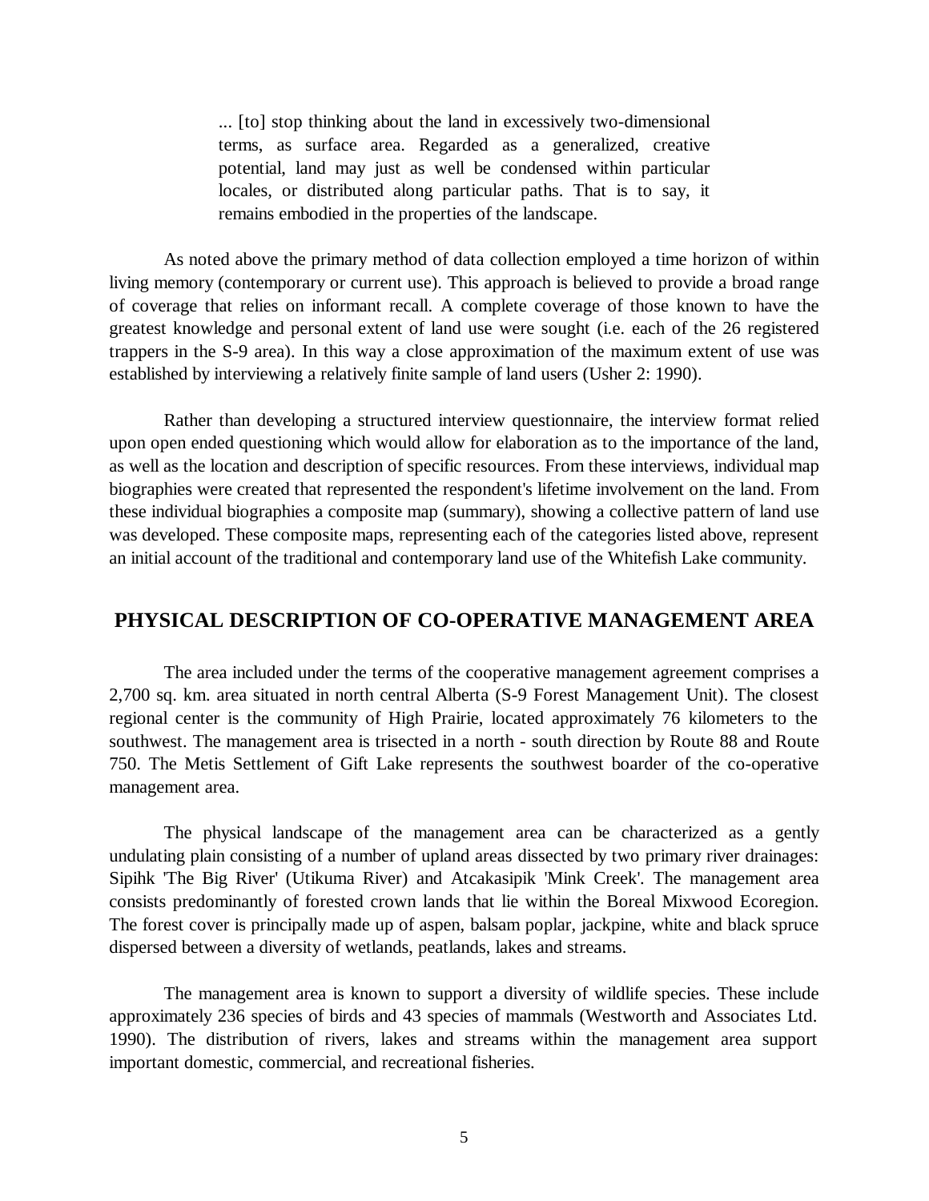> ... [to] stop thinking about the land in excessively two-dimensional terms, as surface area. Regarded as a generalized, creative potential, land may just as well be condensed within particular locales, or distributed along particular paths. That is to say, it remains embodied in the properties of the landscape.

As noted above the primary method of data collection employed a time horizon of within living memory (contemporary or current use). This approach is believed to provide a broad range of coverage that relies on informant recall. A complete coverage of those known to have the greatest knowledge and personal extent of land use were sought (i.e. each of the 26 registered trappers in the S-9 area). In this way a close approximation of the maximum extent of use was established by interviewing a relatively finite sample of land users (Usher 2: 1990).

Rather than developing a structured interview questionnaire, the interview format relied upon open ended questioning which would allow for elaboration as to the importance of the land, as well as the location and description of specific resources. From these interviews, individual map biographies were created that represented the respondent's lifetime involvement on the land. From these individual biographies a composite map (summary), showing a collective pattern of land use was developed. These composite maps, representing each of the categories listed above, represent an initial account of the traditional and contemporary land use of the Whitefish Lake community.

## PHYSICAL DESCRIPTION OF CO-OPERATIVE MANAGEMENT AREA

The area included under the terms of the cooperative management agreement comprises a 2,700 sq. km. area situated in north central Alberta (S-9 Forest Management Unit). The closest regional center is the community of High Prairie, located approximately 76 kilometers to the southwest. The management area is trisected in a north - south direction by Route 88 and Route 750. The Metis Settlement of Gift Lake represents the southwest boarder of the co-operative management area.

The physical landscape of the management area can be characterized as a gently undulating plain consisting of a number of upland areas dissected by two primary river drainages: Sipihk 'The Big River' (Utikuma River) and Atcakasipik 'Mink Creek'. The management area consists predominantly of forested crown lands that lie within the Boreal Mixwood Ecoregion. The forest cover is principally made up of aspen, balsam poplar, jackpine, white and black spruce dispersed between a diversity of wetlands, peatlands, lakes and streams.

The management area is known to support a diversity of wildlife species. These include approximately 236 species of birds and 43 species of mammals (Westworth and Associates Ltd. 1990). The distribution of rivers, lakes and streams within the management area support important domestic, commercial, and recreational fisheries.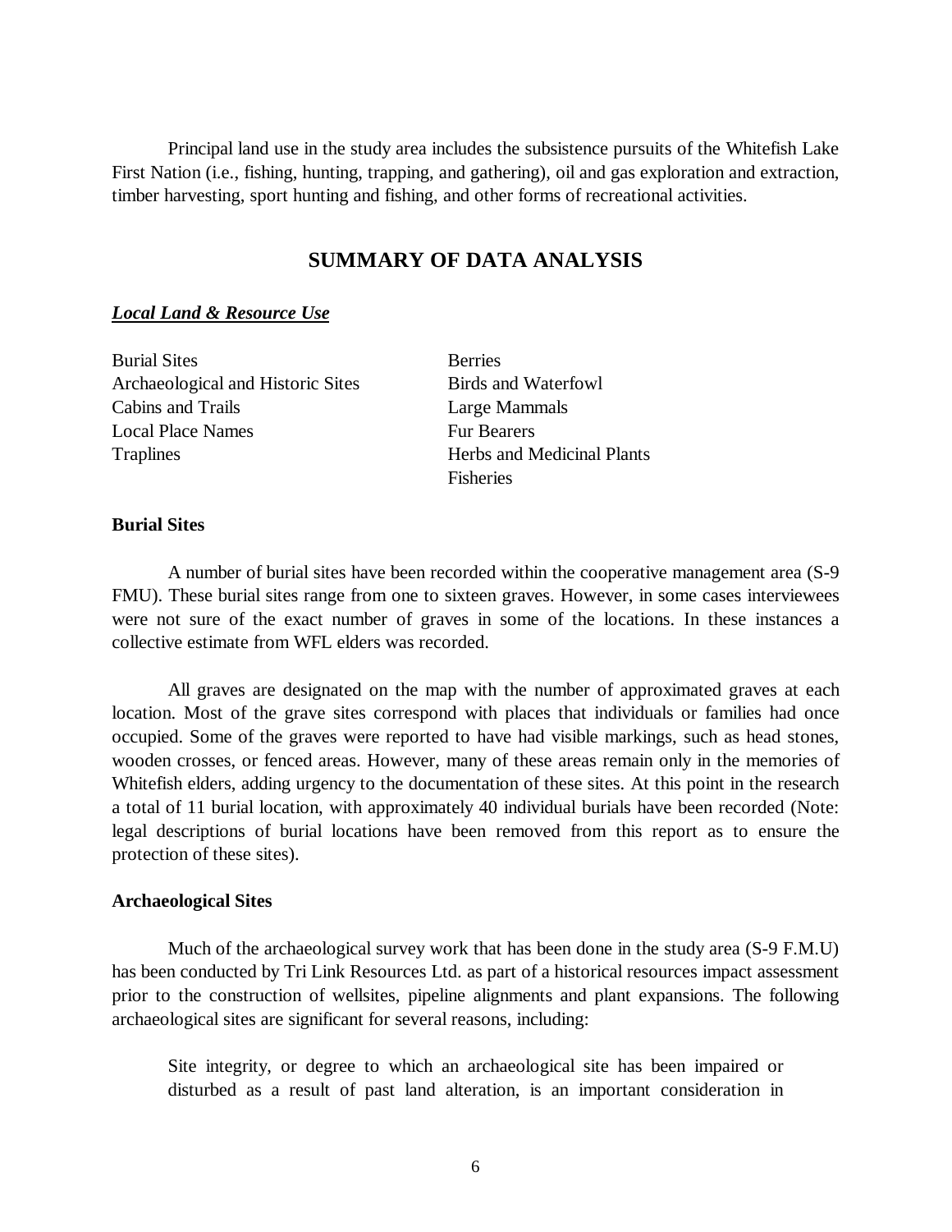Principal land use in the study area includes the subsistence pursuits of the Whitefish Lake First Nation (i.e., fishing, hunting, trapping, and gathering), oil and gas exploration and extraction, timber harvesting, sport hunting and fishing, and other forms of recreational activities.

## SUMMARY OF DATA ANALYSIS

***Local Land & Resource Use***

Burial Sites
Archaeological and Historic Sites
Cabins and Trails
Local Place Names
Traplines

Berries
Birds and Waterfowl
Large Mammals
Fur Bearers
Herbs and Medicinal Plants
Fisheries

### Burial Sites

A number of burial sites have been recorded within the cooperative management area (S-9 FMU). These burial sites range from one to sixteen graves. However, in some cases interviewees were not sure of the exact number of graves in some of the locations. In these instances a collective estimate from WFL elders was recorded.

All graves are designated on the map with the number of approximated graves at each location. Most of the grave sites correspond with places that individuals or families had once occupied. Some of the graves were reported to have had visible markings, such as head stones, wooden crosses, or fenced areas. However, many of these areas remain only in the memories of Whitefish elders, adding urgency to the documentation of these sites. At this point in the research a total of 11 burial location, with approximately 40 individual burials have been recorded (Note: legal descriptions of burial locations have been removed from this report as to ensure the protection of these sites).

### Archaeological Sites

Much of the archaeological survey work that has been done in the study area (S-9 F.M.U) has been conducted by Tri Link Resources Ltd. as part of a historical resources impact assessment prior to the construction of wellsites, pipeline alignments and plant expansions. The following archaeological sites are significant for several reasons, including:

> Site integrity, or degree to which an archaeological site has been impaired or disturbed as a result of past land alteration, is an important consideration in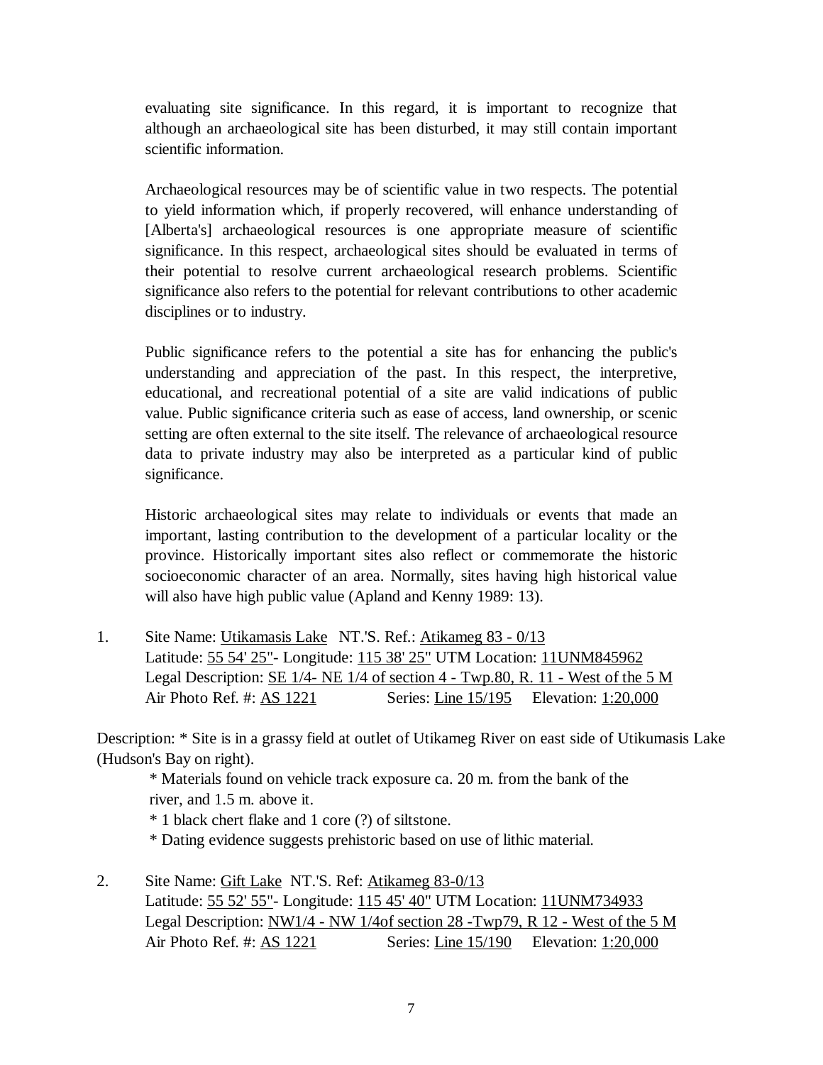evaluating site significance. In this regard, it is important to recognize that although an archaeological site has been disturbed, it may still contain important scientific information.

Archaeological resources may be of scientific value in two respects. The potential to yield information which, if properly recovered, will enhance understanding of [Alberta's] archaeological resources is one appropriate measure of scientific significance. In this respect, archaeological sites should be evaluated in terms of their potential to resolve current archaeological research problems. Scientific significance also refers to the potential for relevant contributions to other academic disciplines or to industry.

Public significance refers to the potential a site has for enhancing the public's understanding and appreciation of the past. In this respect, the interpretive, educational, and recreational potential of a site are valid indications of public value. Public significance criteria such as ease of access, land ownership, or scenic setting are often external to the site itself. The relevance of archaeological resource data to private industry may also be interpreted as a particular kind of public significance.

Historic archaeological sites may relate to individuals or events that made an important, lasting contribution to the development of a particular locality or the province. Historically important sites also reflect or commemorate the historic socioeconomic character of an area. Normally, sites having high historical value will also have high public value (Apland and Kenny 1989: 13).

1. Site Name: Utikamasis Lake NT.'S. Ref.: Atikameg 83 - 0/13
   Latitude: 55 54' 25"- Longitude: 115 38' 25" UTM Location: 11UNM845962
   Legal Description: SE 1/4- NE 1/4 of section 4 - Twp.80, R. 11 - West of the 5 M
   Air Photo Ref. #: AS 1221 Series: Line 15/195 Elevation: 1:20,000

Description: * Site is in a grassy field at outlet of Utikameg River on east side of Utikumasis Lake (Hudson's Bay on right).

* Materials found on vehicle track exposure ca. 20 m. from the bank of the river, and 1.5 m. above it.
* 1 black chert flake and 1 core (?) of siltstone.
* Dating evidence suggests prehistoric based on use of lithic material.

2. Site Name: Gift Lake NT.'S. Ref: Atikameg 83-0/13
   Latitude: 55 52' 55"- Longitude: 115 45' 40" UTM Location: 11UNM734933
   Legal Description: NW1/4 - NW 1/4of section 28 -Twp79, R 12 - West of the 5 M
   Air Photo Ref. #: AS 1221 Series: Line 15/190 Elevation: 1:20,000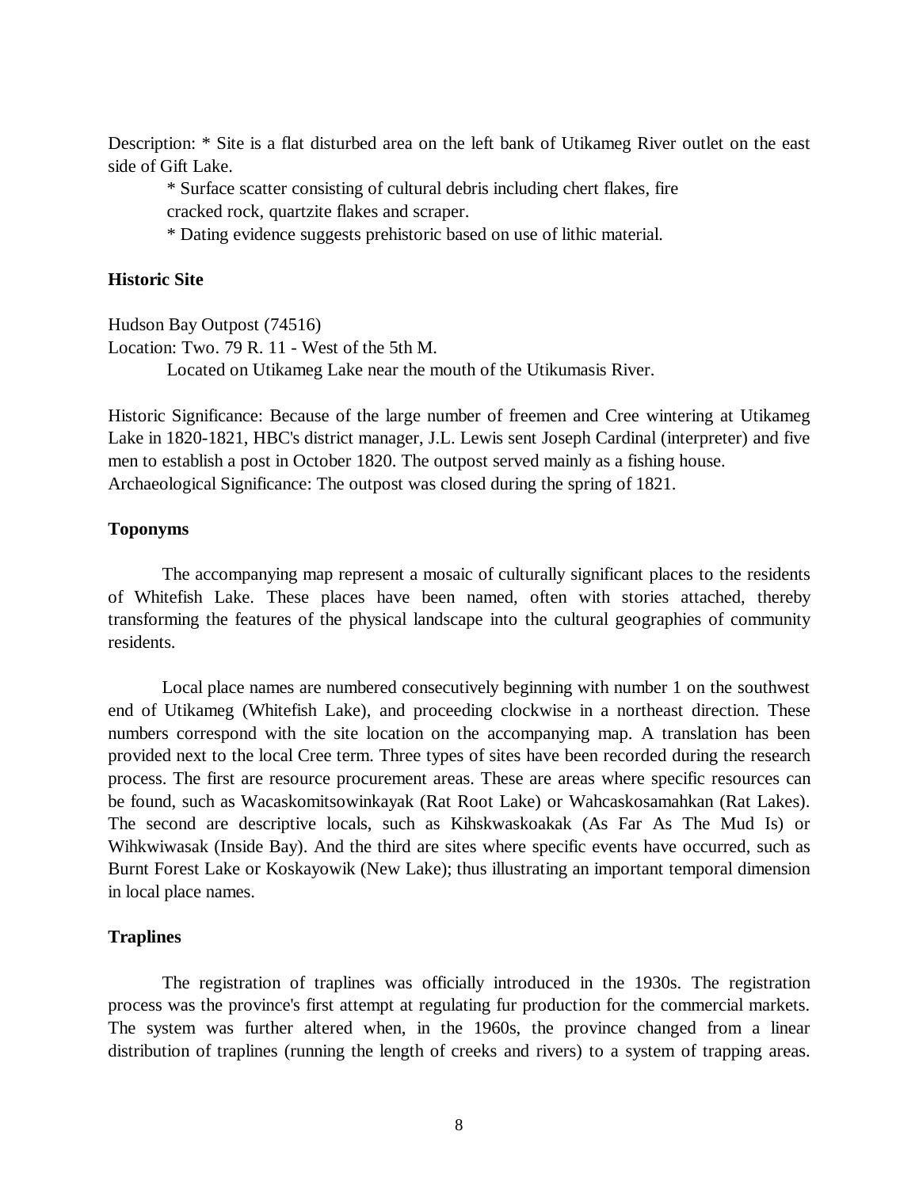Description: * Site is a flat disturbed area on the left bank of Utikameg River outlet on the east side of Gift Lake.

* Surface scatter consisting of cultural debris including chert flakes, fire cracked rock, quartzite flakes and scraper.

* Dating evidence suggests prehistoric based on use of lithic material.

**Historic Site**

Hudson Bay Outpost (74516)
Location: Two. 79 R. 11 - West of the 5th M.
Located on Utikameg Lake near the mouth of the Utikumasis River.

Historic Significance: Because of the large number of freemen and Cree wintering at Utikameg Lake in 1820-1821, HBC's district manager, J.L. Lewis sent Joseph Cardinal (interpreter) and five men to establish a post in October 1820. The outpost served mainly as a fishing house.
Archaeological Significance: The outpost was closed during the spring of 1821.

**Toponyms**

The accompanying map represent a mosaic of culturally significant places to the residents of Whitefish Lake. These places have been named, often with stories attached, thereby transforming the features of the physical landscape into the cultural geographies of community residents.

Local place names are numbered consecutively beginning with number 1 on the southwest end of Utikameg (Whitefish Lake), and proceeding clockwise in a northeast direction. These numbers correspond with the site location on the accompanying map. A translation has been provided next to the local Cree term. Three types of sites have been recorded during the research process. The first are resource procurement areas. These are areas where specific resources can be found, such as Wacaskomitsowinkayak (Rat Root Lake) or Wahcaskosamahkan (Rat Lakes). The second are descriptive locals, such as Kihskwaskoakak (As Far As The Mud Is) or Wihkwiwasak (Inside Bay). And the third are sites where specific events have occurred, such as Burnt Forest Lake or Koskayowik (New Lake); thus illustrating an important temporal dimension in local place names.

**Traplines**

The registration of traplines was officially introduced in the 1930s. The registration process was the province's first attempt at regulating fur production for the commercial markets. The system was further altered when, in the 1960s, the province changed from a linear distribution of traplines (running the length of creeks and rivers) to a system of trapping areas.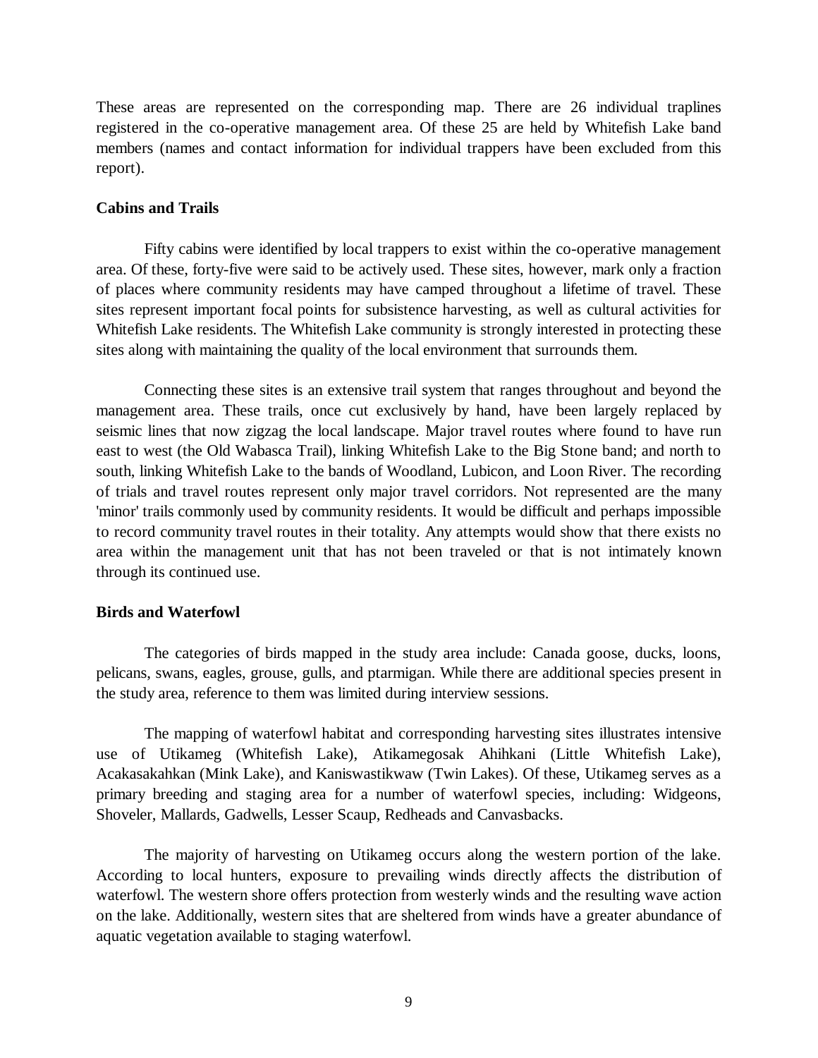These areas are represented on the corresponding map. There are 26 individual traplines registered in the co-operative management area. Of these 25 are held by Whitefish Lake band members (names and contact information for individual trappers have been excluded from this report).

**Cabins and Trails**

Fifty cabins were identified by local trappers to exist within the co-operative management area. Of these, forty-five were said to be actively used. These sites, however, mark only a fraction of places where community residents may have camped throughout a lifetime of travel. These sites represent important focal points for subsistence harvesting, as well as cultural activities for Whitefish Lake residents. The Whitefish Lake community is strongly interested in protecting these sites along with maintaining the quality of the local environment that surrounds them.

Connecting these sites is an extensive trail system that ranges throughout and beyond the management area. These trails, once cut exclusively by hand, have been largely replaced by seismic lines that now zigzag the local landscape. Major travel routes where found to have run east to west (the Old Wabasca Trail), linking Whitefish Lake to the Big Stone band; and north to south, linking Whitefish Lake to the bands of Woodland, Lubicon, and Loon River. The recording of trials and travel routes represent only major travel corridors. Not represented are the many 'minor' trails commonly used by community residents. It would be difficult and perhaps impossible to record community travel routes in their totality. Any attempts would show that there exists no area within the management unit that has not been traveled or that is not intimately known through its continued use.

**Birds and Waterfowl**

The categories of birds mapped in the study area include: Canada goose, ducks, loons, pelicans, swans, eagles, grouse, gulls, and ptarmigan. While there are additional species present in the study area, reference to them was limited during interview sessions.

The mapping of waterfowl habitat and corresponding harvesting sites illustrates intensive use of Utikameg (Whitefish Lake), Atikamegosak Ahihkani (Little Whitefish Lake), Acakasakahkan (Mink Lake), and Kaniswastikwaw (Twin Lakes). Of these, Utikameg serves as a primary breeding and staging area for a number of waterfowl species, including: Widgeons, Shoveler, Mallards, Gadwells, Lesser Scaup, Redheads and Canvasbacks.

The majority of harvesting on Utikameg occurs along the western portion of the lake. According to local hunters, exposure to prevailing winds directly affects the distribution of waterfowl. The western shore offers protection from westerly winds and the resulting wave action on the lake. Additionally, western sites that are sheltered from winds have a greater abundance of aquatic vegetation available to staging waterfowl.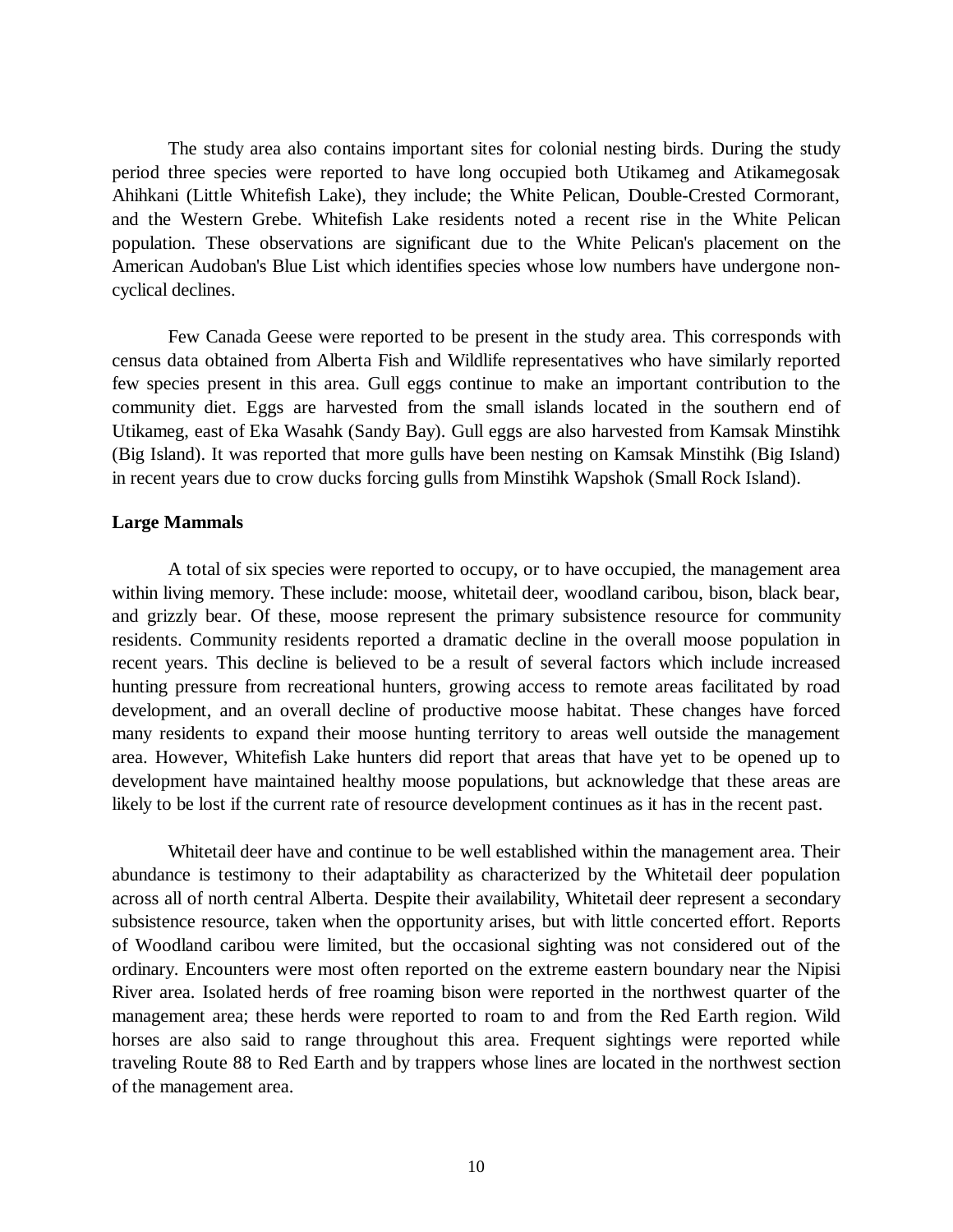The study area also contains important sites for colonial nesting birds. During the study period three species were reported to have long occupied both Utikameg and Atikamegosak Ahihkani (Little Whitefish Lake), they include; the White Pelican, Double-Crested Cormorant, and the Western Grebe. Whitefish Lake residents noted a recent rise in the White Pelican population. These observations are significant due to the White Pelican's placement on the American Audoban's Blue List which identifies species whose low numbers have undergone non-cyclical declines.

Few Canada Geese were reported to be present in the study area. This corresponds with census data obtained from Alberta Fish and Wildlife representatives who have similarly reported few species present in this area. Gull eggs continue to make an important contribution to the community diet. Eggs are harvested from the small islands located in the southern end of Utikameg, east of Eka Wasahk (Sandy Bay). Gull eggs are also harvested from Kamsak Minstihk (Big Island). It was reported that more gulls have been nesting on Kamsak Minstihk (Big Island) in recent years due to crow ducks forcing gulls from Minstihk Wapshok (Small Rock Island).

**Large Mammals**

A total of six species were reported to occupy, or to have occupied, the management area within living memory. These include: moose, whitetail deer, woodland caribou, bison, black bear, and grizzly bear. Of these, moose represent the primary subsistence resource for community residents. Community residents reported a dramatic decline in the overall moose population in recent years. This decline is believed to be a result of several factors which include increased hunting pressure from recreational hunters, growing access to remote areas facilitated by road development, and an overall decline of productive moose habitat. These changes have forced many residents to expand their moose hunting territory to areas well outside the management area. However, Whitefish Lake hunters did report that areas that have yet to be opened up to development have maintained healthy moose populations, but acknowledge that these areas are likely to be lost if the current rate of resource development continues as it has in the recent past.

Whitetail deer have and continue to be well established within the management area. Their abundance is testimony to their adaptability as characterized by the Whitetail deer population across all of north central Alberta. Despite their availability, Whitetail deer represent a secondary subsistence resource, taken when the opportunity arises, but with little concerted effort. Reports of Woodland caribou were limited, but the occasional sighting was not considered out of the ordinary. Encounters were most often reported on the extreme eastern boundary near the Nipisi River area. Isolated herds of free roaming bison were reported in the northwest quarter of the management area; these herds were reported to roam to and from the Red Earth region. Wild horses are also said to range throughout this area. Frequent sightings were reported while traveling Route 88 to Red Earth and by trappers whose lines are located in the northwest section of the management area.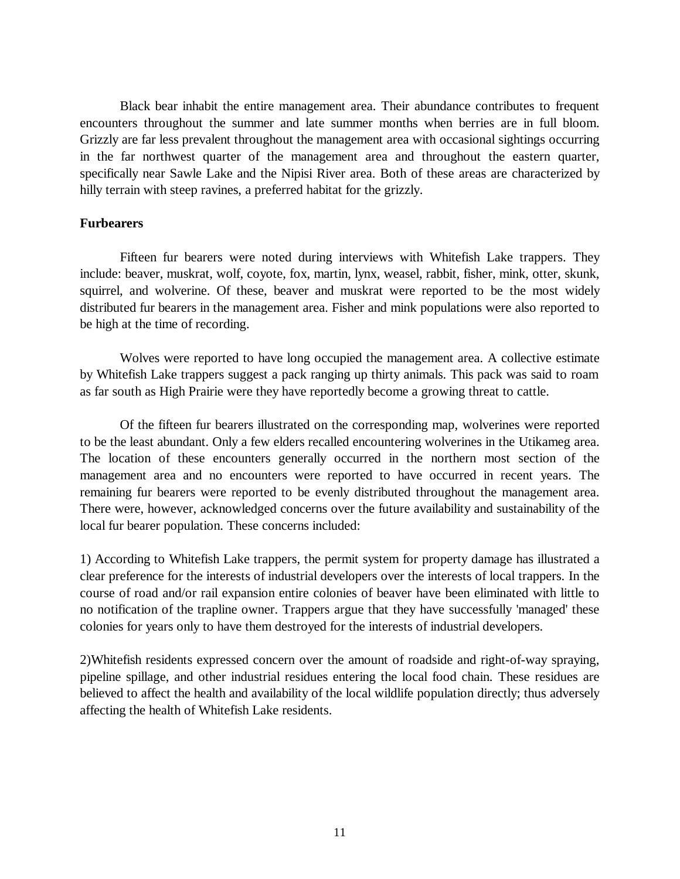Black bear inhabit the entire management area. Their abundance contributes to frequent encounters throughout the summer and late summer months when berries are in full bloom. Grizzly are far less prevalent throughout the management area with occasional sightings occurring in the far northwest quarter of the management area and throughout the eastern quarter, specifically near Sawle Lake and the Nipisi River area. Both of these areas are characterized by hilly terrain with steep ravines, a preferred habitat for the grizzly.

**Furbearers**

Fifteen fur bearers were noted during interviews with Whitefish Lake trappers. They include: beaver, muskrat, wolf, coyote, fox, martin, lynx, weasel, rabbit, fisher, mink, otter, skunk, squirrel, and wolverine. Of these, beaver and muskrat were reported to be the most widely distributed fur bearers in the management area. Fisher and mink populations were also reported to be high at the time of recording.

Wolves were reported to have long occupied the management area. A collective estimate by Whitefish Lake trappers suggest a pack ranging up thirty animals. This pack was said to roam as far south as High Prairie were they have reportedly become a growing threat to cattle.

Of the fifteen fur bearers illustrated on the corresponding map, wolverines were reported to be the least abundant. Only a few elders recalled encountering wolverines in the Utikameg area. The location of these encounters generally occurred in the northern most section of the management area and no encounters were reported to have occurred in recent years. The remaining fur bearers were reported to be evenly distributed throughout the management area. There were, however, acknowledged concerns over the future availability and sustainability of the local fur bearer population. These concerns included:

1) According to Whitefish Lake trappers, the permit system for property damage has illustrated a clear preference for the interests of industrial developers over the interests of local trappers. In the course of road and/or rail expansion entire colonies of beaver have been eliminated with little to no notification of the trapline owner. Trappers argue that they have successfully 'managed' these colonies for years only to have them destroyed for the interests of industrial developers.

2)Whitefish residents expressed concern over the amount of roadside and right-of-way spraying, pipeline spillage, and other industrial residues entering the local food chain. These residues are believed to affect the health and availability of the local wildlife population directly; thus adversely affecting the health of Whitefish Lake residents.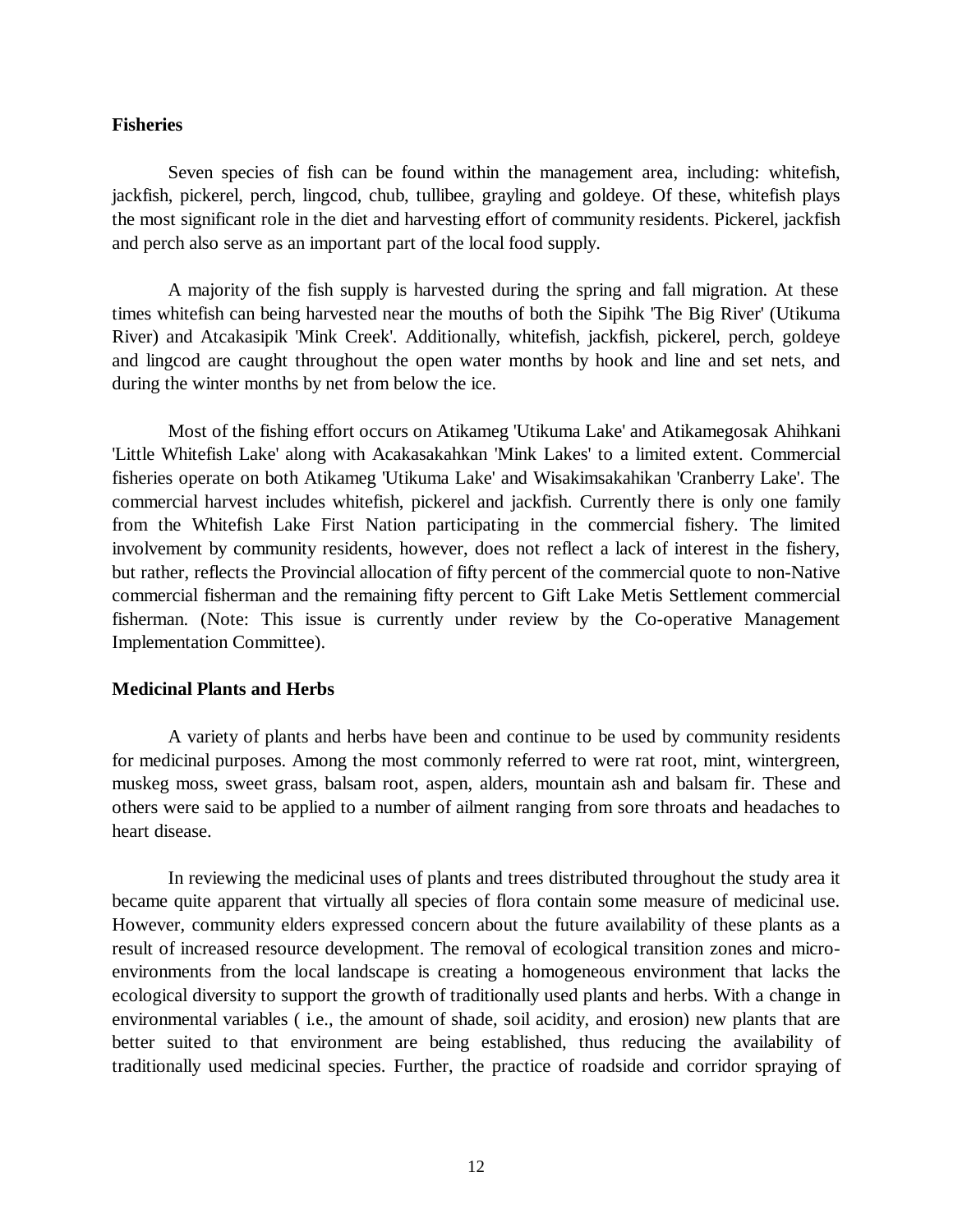**Fisheries**

Seven species of fish can be found within the management area, including: whitefish, jackfish, pickerel, perch, lingcod, chub, tullibee, grayling and goldeye. Of these, whitefish plays the most significant role in the diet and harvesting effort of community residents. Pickerel, jackfish and perch also serve as an important part of the local food supply.

A majority of the fish supply is harvested during the spring and fall migration. At these times whitefish can being harvested near the mouths of both the Sipihk 'The Big River' (Utikuma River) and Atcakasipik 'Mink Creek'. Additionally, whitefish, jackfish, pickerel, perch, goldeye and lingcod are caught throughout the open water months by hook and line and set nets, and during the winter months by net from below the ice.

Most of the fishing effort occurs on Atikameg 'Utikuma Lake' and Atikamegosak Ahihkani 'Little Whitefish Lake' along with Acakasakahkan 'Mink Lakes' to a limited extent. Commercial fisheries operate on both Atikameg 'Utikuma Lake' and Wisakimsakahikan 'Cranberry Lake'. The commercial harvest includes whitefish, pickerel and jackfish. Currently there is only one family from the Whitefish Lake First Nation participating in the commercial fishery. The limited involvement by community residents, however, does not reflect a lack of interest in the fishery, but rather, reflects the Provincial allocation of fifty percent of the commercial quote to non-Native commercial fisherman and the remaining fifty percent to Gift Lake Metis Settlement commercial fisherman. (Note: This issue is currently under review by the Co-operative Management Implementation Committee).

**Medicinal Plants and Herbs**

A variety of plants and herbs have been and continue to be used by community residents for medicinal purposes. Among the most commonly referred to were rat root, mint, wintergreen, muskeg moss, sweet grass, balsam root, aspen, alders, mountain ash and balsam fir. These and others were said to be applied to a number of ailment ranging from sore throats and headaches to heart disease.

In reviewing the medicinal uses of plants and trees distributed throughout the study area it became quite apparent that virtually all species of flora contain some measure of medicinal use. However, community elders expressed concern about the future availability of these plants as a result of increased resource development. The removal of ecological transition zones and micro-environments from the local landscape is creating a homogeneous environment that lacks the ecological diversity to support the growth of traditionally used plants and herbs. With a change in environmental variables ( i.e., the amount of shade, soil acidity, and erosion) new plants that are better suited to that environment are being established, thus reducing the availability of traditionally used medicinal species. Further, the practice of roadside and corridor spraying of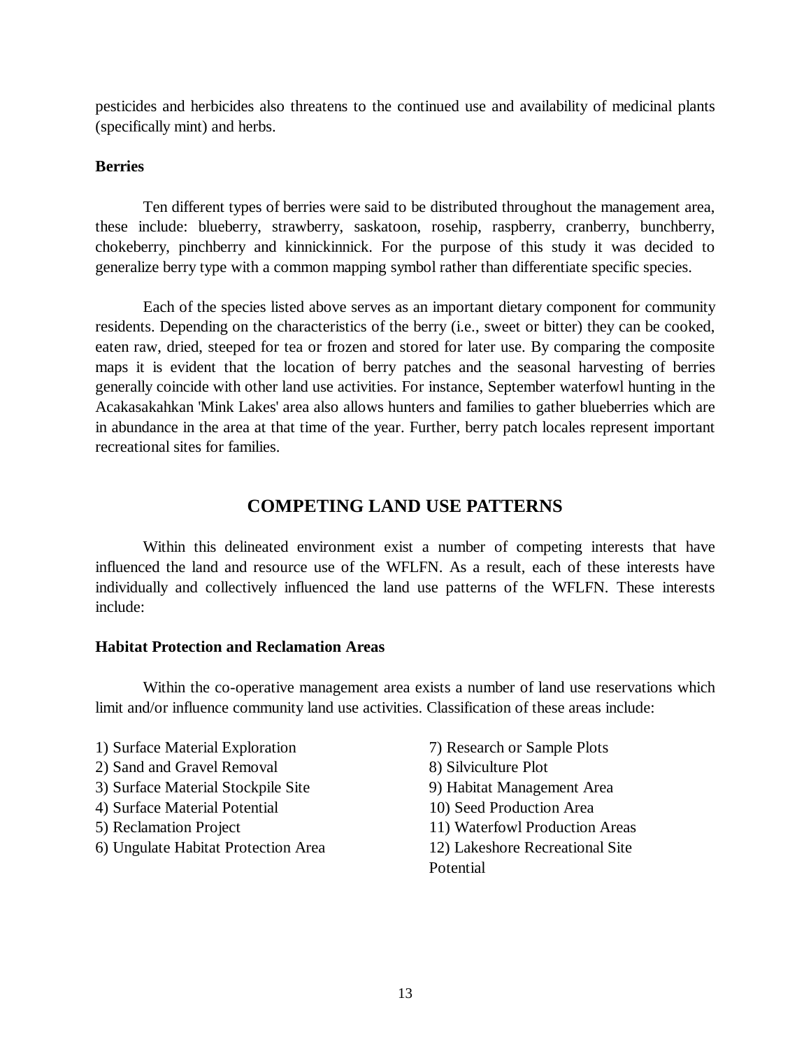pesticides and herbicides also threatens to the continued use and availability of medicinal plants (specifically mint) and herbs.

**Berries**

Ten different types of berries were said to be distributed throughout the management area, these include: blueberry, strawberry, saskatoon, rosehip, raspberry, cranberry, bunchberry, chokeberry, pinchberry and kinnickinnick. For the purpose of this study it was decided to generalize berry type with a common mapping symbol rather than differentiate specific species.

Each of the species listed above serves as an important dietary component for community residents. Depending on the characteristics of the berry (i.e., sweet or bitter) they can be cooked, eaten raw, dried, steeped for tea or frozen and stored for later use. By comparing the composite maps it is evident that the location of berry patches and the seasonal harvesting of berries generally coincide with other land use activities. For instance, September waterfowl hunting in the Acakasakahkan 'Mink Lakes' area also allows hunters and families to gather blueberries which are in abundance in the area at that time of the year. Further, berry patch locales represent important recreational sites for families.

## COMPETING LAND USE PATTERNS

Within this delineated environment exist a number of competing interests that have influenced the land and resource use of the WFLFN. As a result, each of these interests have individually and collectively influenced the land use patterns of the WFLFN. These interests include:

**Habitat Protection and Reclamation Areas**

Within the co-operative management area exists a number of land use reservations which limit and/or influence community land use activities. Classification of these areas include:

1) Surface Material Exploration
2) Sand and Gravel Removal
3) Surface Material Stockpile Site
4) Surface Material Potential
5) Reclamation Project
6) Ungulate Habitat Protection Area
7) Research or Sample Plots
8) Silviculture Plot
9) Habitat Management Area
10) Seed Production Area
11) Waterfowl Production Areas
12) Lakeshore Recreational Site Potential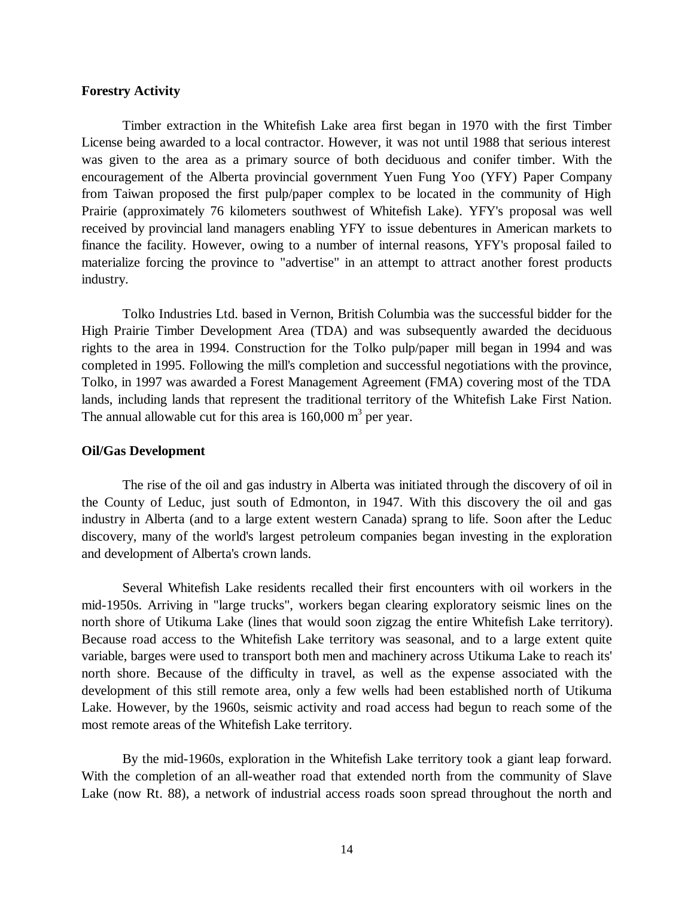**Forestry Activity**

Timber extraction in the Whitefish Lake area first began in 1970 with the first Timber License being awarded to a local contractor. However, it was not until 1988 that serious interest was given to the area as a primary source of both deciduous and conifer timber. With the encouragement of the Alberta provincial government Yuen Fung Yoo (YFY) Paper Company from Taiwan proposed the first pulp/paper complex to be located in the community of High Prairie (approximately 76 kilometers southwest of Whitefish Lake). YFY's proposal was well received by provincial land managers enabling YFY to issue debentures in American markets to finance the facility. However, owing to a number of internal reasons, YFY's proposal failed to materialize forcing the province to "advertise" in an attempt to attract another forest products industry.

Tolko Industries Ltd. based in Vernon, British Columbia was the successful bidder for the High Prairie Timber Development Area (TDA) and was subsequently awarded the deciduous rights to the area in 1994. Construction for the Tolko pulp/paper mill began in 1994 and was completed in 1995. Following the mill's completion and successful negotiations with the province, Tolko, in 1997 was awarded a Forest Management Agreement (FMA) covering most of the TDA lands, including lands that represent the traditional territory of the Whitefish Lake First Nation. The annual allowable cut for this area is 160,000 $m^3$ per year.

**Oil/Gas Development**

The rise of the oil and gas industry in Alberta was initiated through the discovery of oil in the County of Leduc, just south of Edmonton, in 1947. With this discovery the oil and gas industry in Alberta (and to a large extent western Canada) sprang to life. Soon after the Leduc discovery, many of the world's largest petroleum companies began investing in the exploration and development of Alberta's crown lands.

Several Whitefish Lake residents recalled their first encounters with oil workers in the mid-1950s. Arriving in "large trucks", workers began clearing exploratory seismic lines on the north shore of Utikuma Lake (lines that would soon zigzag the entire Whitefish Lake territory). Because road access to the Whitefish Lake territory was seasonal, and to a large extent quite variable, barges were used to transport both men and machinery across Utikuma Lake to reach its' north shore. Because of the difficulty in travel, as well as the expense associated with the development of this still remote area, only a few wells had been established north of Utikuma Lake. However, by the 1960s, seismic activity and road access had begun to reach some of the most remote areas of the Whitefish Lake territory.

By the mid-1960s, exploration in the Whitefish Lake territory took a giant leap forward. With the completion of an all-weather road that extended north from the community of Slave Lake (now Rt. 88), a network of industrial access roads soon spread throughout the north and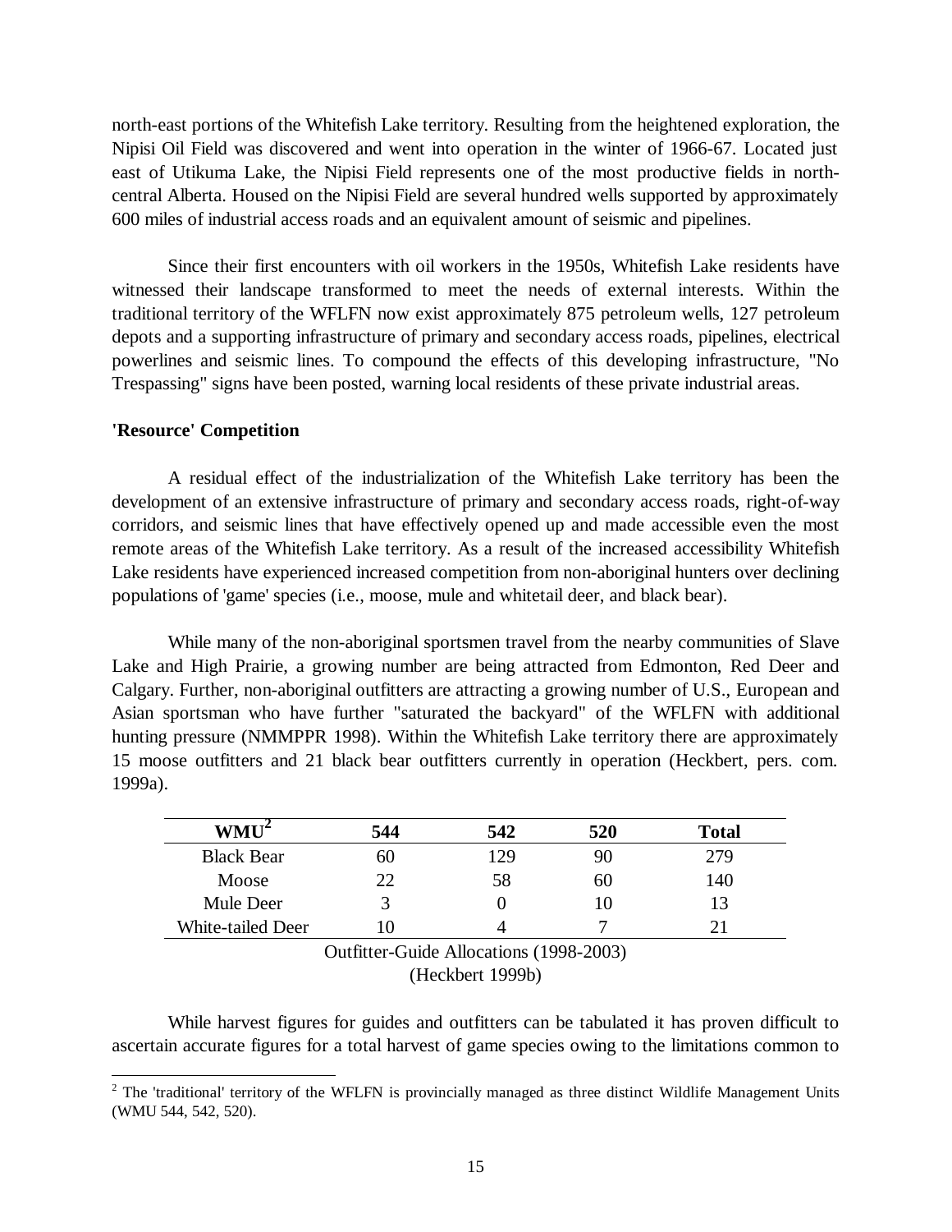north-east portions of the Whitefish Lake territory. Resulting from the heightened exploration, the Nipisi Oil Field was discovered and went into operation in the winter of 1966-67. Located just east of Utikuma Lake, the Nipisi Field represents one of the most productive fields in north-central Alberta. Housed on the Nipisi Field are several hundred wells supported by approximately 600 miles of industrial access roads and an equivalent amount of seismic and pipelines.

Since their first encounters with oil workers in the 1950s, Whitefish Lake residents have witnessed their landscape transformed to meet the needs of external interests. Within the traditional territory of the WFLFN now exist approximately 875 petroleum wells, 127 petroleum depots and a supporting infrastructure of primary and secondary access roads, pipelines, electrical powerlines and seismic lines. To compound the effects of this developing infrastructure, "No Trespassing" signs have been posted, warning local residents of these private industrial areas.

**'Resource' Competition**

A residual effect of the industrialization of the Whitefish Lake territory has been the development of an extensive infrastructure of primary and secondary access roads, right-of-way corridors, and seismic lines that have effectively opened up and made accessible even the most remote areas of the Whitefish Lake territory. As a result of the increased accessibility Whitefish Lake residents have experienced increased competition from non-aboriginal hunters over declining populations of 'game' species (i.e., moose, mule and whitetail deer, and black bear).

While many of the non-aboriginal sportsmen travel from the nearby communities of Slave Lake and High Prairie, a growing number are being attracted from Edmonton, Red Deer and Calgary. Further, non-aboriginal outfitters are attracting a growing number of U.S., European and Asian sportsman who have further "saturated the backyard" of the WFLFN with additional hunting pressure (NMMPPR 1998). Within the Whitefish Lake territory there are approximately 15 moose outfitters and 21 black bear outfitters currently in operation (Heckbert, pers. com. 1999a).

| WMU[2] | 544 | 542 | 520 | Total |
|---|---|---|---|---|
| Black Bear | 60 | 129 | 90 | 279 |
| Moose | 22 | 58 | 60 | 140 |
| Mule Deer | 3 | 0 | 10 | 13 |
| White-tailed Deer | 10 | 4 | 7 | 21 |

Outfitter-Guide Allocations (1998-2003)
(Heckbert 1999b)

While harvest figures for guides and outfitters can be tabulated it has proven difficult to ascertain accurate figures for a total harvest of game species owing to the limitations common to

[2] The 'traditional' territory of the WFLFN is provincially managed as three distinct Wildlife Management Units (WMU 544, 542, 520).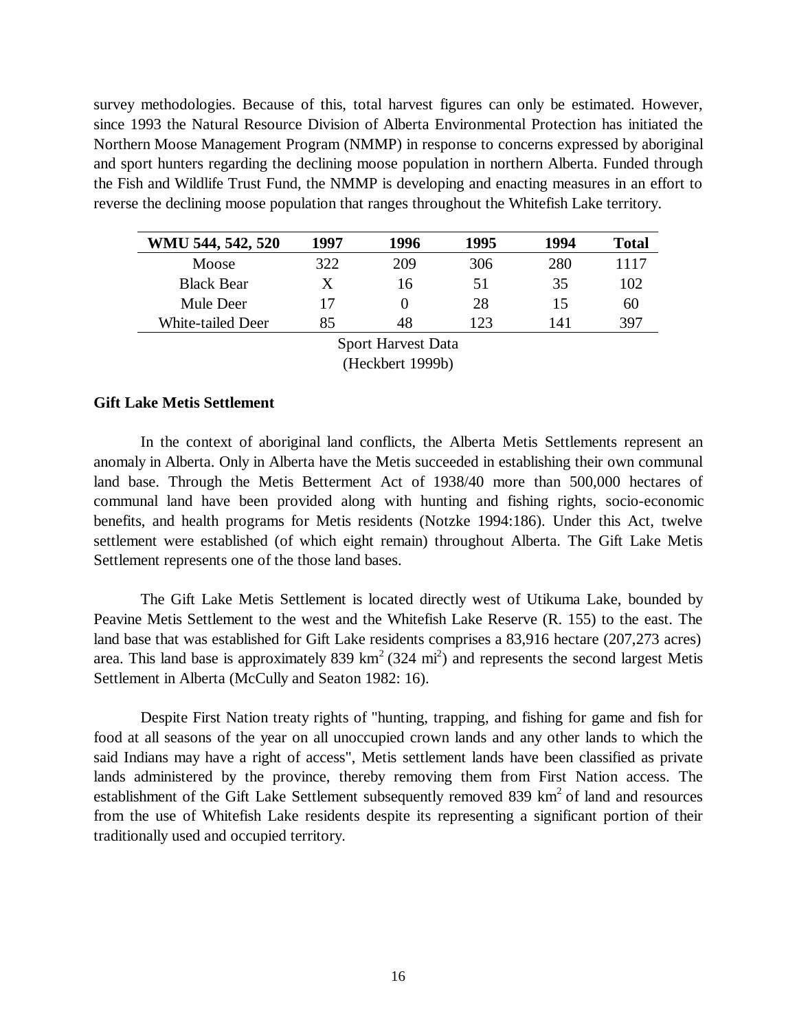survey methodologies. Because of this, total harvest figures can only be estimated. However, since 1993 the Natural Resource Division of Alberta Environmental Protection has initiated the Northern Moose Management Program (NMMP) in response to concerns expressed by aboriginal and sport hunters regarding the declining moose population in northern Alberta. Funded through the Fish and Wildlife Trust Fund, the NMMP is developing and enacting measures in an effort to reverse the declining moose population that ranges throughout the Whitefish Lake territory.

| WMU 544, 542, 520 | 1997 | 1996 | 1995 | 1994 | Total |
|---|---|---|---|---|---|
| Moose | 322 | 209 | 306 | 280 | 1117 |
| Black Bear | X | 16 | 51 | 35 | 102 |
| Mule Deer | 17 | 0 | 28 | 15 | 60 |
| White-tailed Deer | 85 | 48 | 123 | 141 | 397 |

Sport Harvest Data
(Heckbert 1999b)

**Gift Lake Metis Settlement**

In the context of aboriginal land conflicts, the Alberta Metis Settlements represent an anomaly in Alberta. Only in Alberta have the Metis succeeded in establishing their own communal land base. Through the Metis Betterment Act of 1938/40 more than 500,000 hectares of communal land have been provided along with hunting and fishing rights, socio-economic benefits, and health programs for Metis residents (Notzke 1994:186). Under this Act, twelve settlement were established (of which eight remain) throughout Alberta. The Gift Lake Metis Settlement represents one of the those land bases.

The Gift Lake Metis Settlement is located directly west of Utikuma Lake, bounded by Peavine Metis Settlement to the west and the Whitefish Lake Reserve (R. 155) to the east. The land base that was established for Gift Lake residents comprises a 83,916 hectare (207,273 acres) area. This land base is approximately 839 $km^2$ (324 $mi^2$) and represents the second largest Metis Settlement in Alberta (McCully and Seaton 1982: 16).

Despite First Nation treaty rights of "hunting, trapping, and fishing for game and fish for food at all seasons of the year on all unoccupied crown lands and any other lands to which the said Indians may have a right of access", Metis settlement lands have been classified as private lands administered by the province, thereby removing them from First Nation access. The establishment of the Gift Lake Settlement subsequently removed 839 $km^2$ of land and resources from the use of Whitefish Lake residents despite its representing a significant portion of their traditionally used and occupied territory.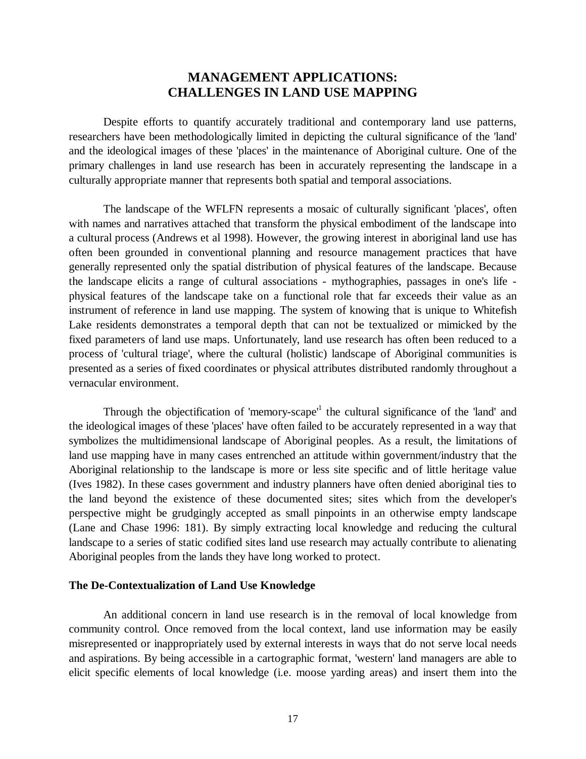# MANAGEMENT APPLICATIONS: CHALLENGES IN LAND USE MAPPING

Despite efforts to quantify accurately traditional and contemporary land use patterns, researchers have been methodologically limited in depicting the cultural significance of the 'land' and the ideological images of these 'places' in the maintenance of Aboriginal culture. One of the primary challenges in land use research has been in accurately representing the landscape in a culturally appropriate manner that represents both spatial and temporal associations.

The landscape of the WFLFN represents a mosaic of culturally significant 'places', often with names and narratives attached that transform the physical embodiment of the landscape into a cultural process (Andrews et al 1998). However, the growing interest in aboriginal land use has often been grounded in conventional planning and resource management practices that have generally represented only the spatial distribution of physical features of the landscape. Because the landscape elicits a range of cultural associations - mythographies, passages in one's life - physical features of the landscape take on a functional role that far exceeds their value as an instrument of reference in land use mapping. The system of knowing that is unique to Whitefish Lake residents demonstrates a temporal depth that can not be textualized or mimicked by the fixed parameters of land use maps. Unfortunately, land use research has often been reduced to a process of 'cultural triage', where the cultural (holistic) landscape of Aboriginal communities is presented as a series of fixed coordinates or physical attributes distributed randomly throughout a vernacular environment.

Through the objectification of 'memory-scape'[1] the cultural significance of the 'land' and the ideological images of these 'places' have often failed to be accurately represented in a way that symbolizes the multidimensional landscape of Aboriginal peoples. As a result, the limitations of land use mapping have in many cases entrenched an attitude within government/industry that the Aboriginal relationship to the landscape is more or less site specific and of little heritage value (Ives 1982). In these cases government and industry planners have often denied aboriginal ties to the land beyond the existence of these documented sites; sites which from the developer's perspective might be grudgingly accepted as small pinpoints in an otherwise empty landscape (Lane and Chase 1996: 181). By simply extracting local knowledge and reducing the cultural landscape to a series of static codified sites land use research may actually contribute to alienating Aboriginal peoples from the lands they have long worked to protect.

### The De-Contextualization of Land Use Knowledge

An additional concern in land use research is in the removal of local knowledge from community control. Once removed from the local context, land use information may be easily misrepresented or inappropriately used by external interests in ways that do not serve local needs and aspirations. By being accessible in a cartographic format, 'western' land managers are able to elicit specific elements of local knowledge (i.e. moose yarding areas) and insert them into the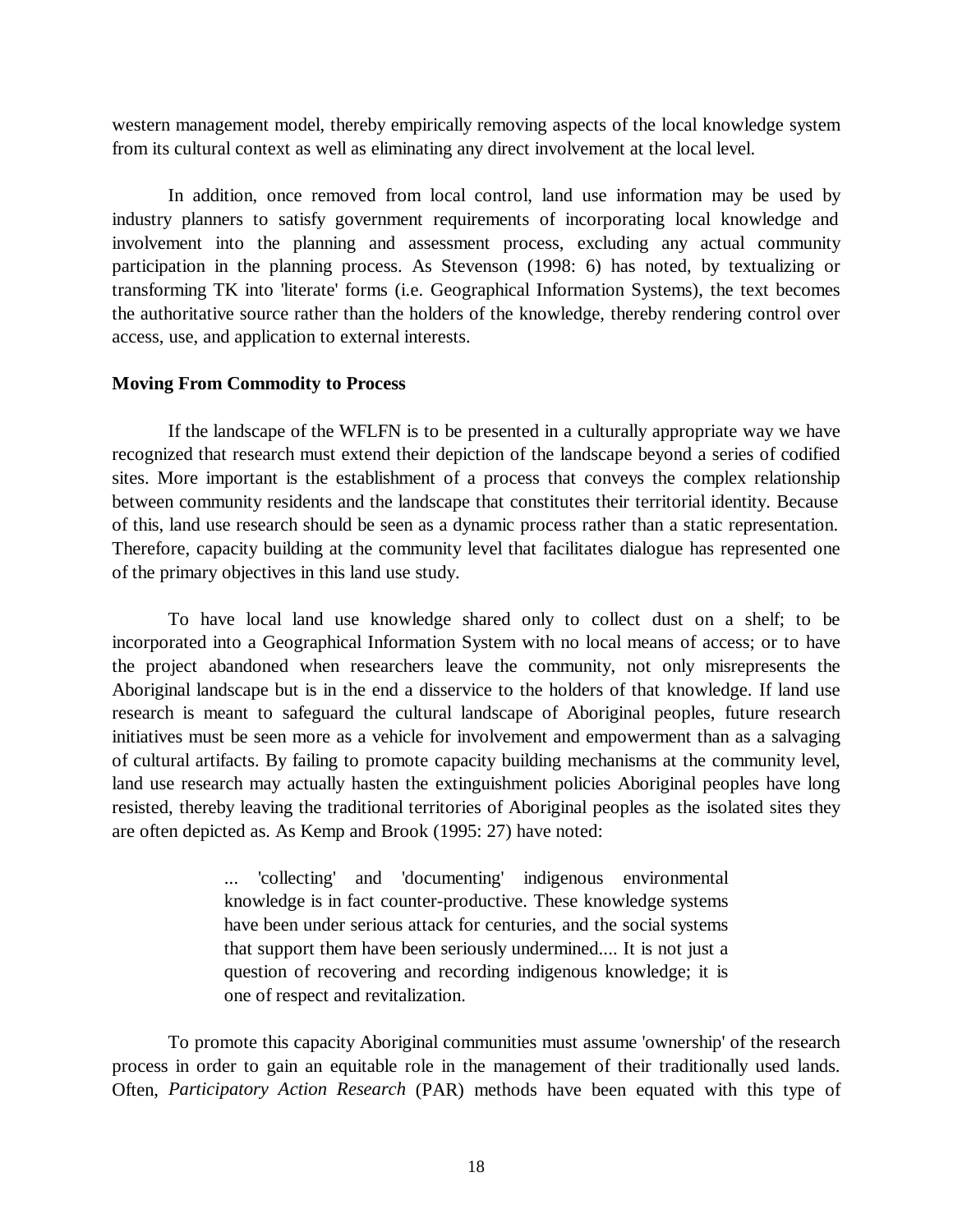western management model, thereby empirically removing aspects of the local knowledge system from its cultural context as well as eliminating any direct involvement at the local level.

In addition, once removed from local control, land use information may be used by industry planners to satisfy government requirements of incorporating local knowledge and involvement into the planning and assessment process, excluding any actual community participation in the planning process. As Stevenson (1998: 6) has noted, by textualizing or transforming TK into 'literate' forms (i.e. Geographical Information Systems), the text becomes the authoritative source rather than the holders of the knowledge, thereby rendering control over access, use, and application to external interests.

**Moving From Commodity to Process**

If the landscape of the WFLFN is to be presented in a culturally appropriate way we have recognized that research must extend their depiction of the landscape beyond a series of codified sites. More important is the establishment of a process that conveys the complex relationship between community residents and the landscape that constitutes their territorial identity. Because of this, land use research should be seen as a dynamic process rather than a static representation. Therefore, capacity building at the community level that facilitates dialogue has represented one of the primary objectives in this land use study.

To have local land use knowledge shared only to collect dust on a shelf; to be incorporated into a Geographical Information System with no local means of access; or to have the project abandoned when researchers leave the community, not only misrepresents the Aboriginal landscape but is in the end a disservice to the holders of that knowledge. If land use research is meant to safeguard the cultural landscape of Aboriginal peoples, future research initiatives must be seen more as a vehicle for involvement and empowerment than as a salvaging of cultural artifacts. By failing to promote capacity building mechanisms at the community level, land use research may actually hasten the extinguishment policies Aboriginal peoples have long resisted, thereby leaving the traditional territories of Aboriginal peoples as the isolated sites they are often depicted as. As Kemp and Brook (1995: 27) have noted:

> ... 'collecting' and 'documenting' indigenous environmental knowledge is in fact counter-productive. These knowledge systems have been under serious attack for centuries, and the social systems that support them have been seriously undermined.... It is not just a question of recovering and recording indigenous knowledge; it is one of respect and revitalization.

To promote this capacity Aboriginal communities must assume 'ownership' of the research process in order to gain an equitable role in the management of their traditionally used lands. Often, *Participatory Action Research* (PAR) methods have been equated with this type of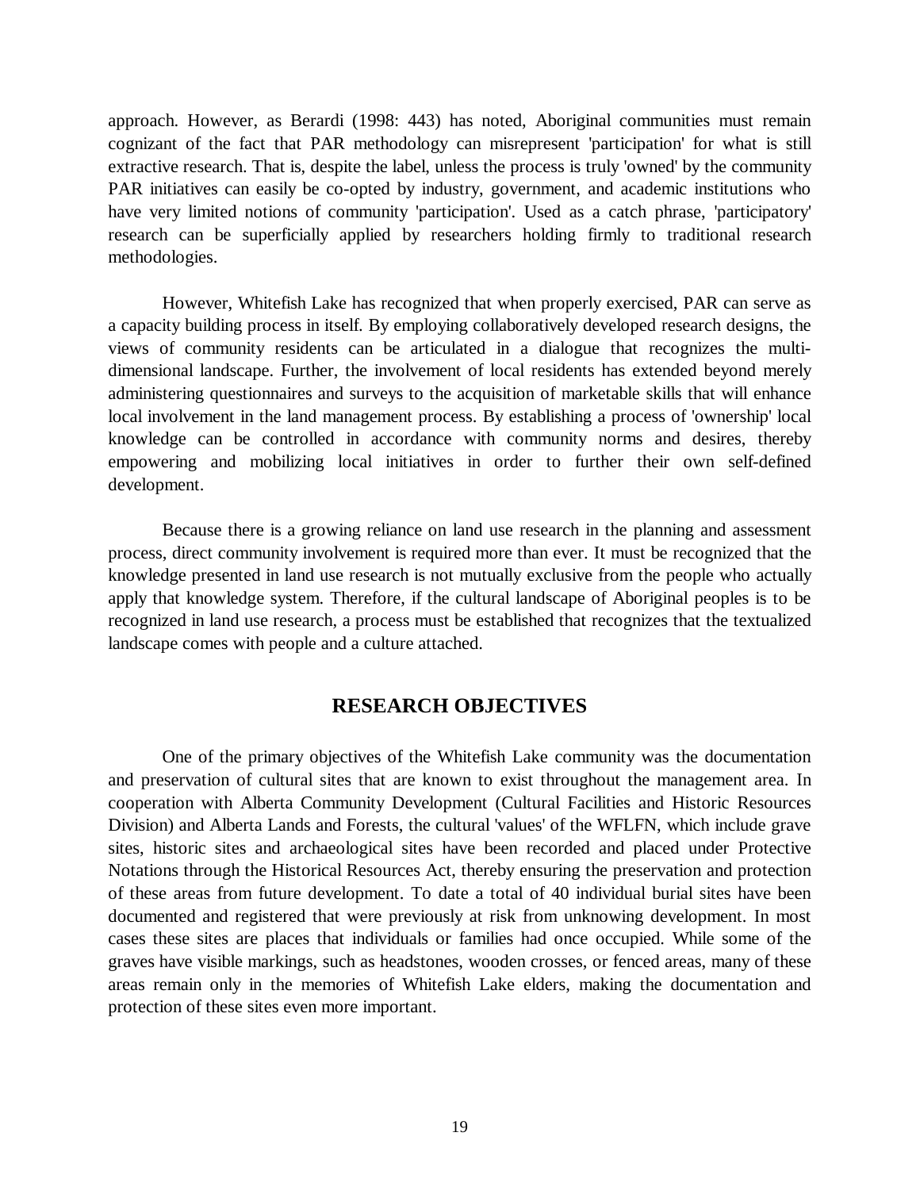approach. However, as Berardi (1998: 443) has noted, Aboriginal communities must remain cognizant of the fact that PAR methodology can misrepresent 'participation' for what is still extractive research. That is, despite the label, unless the process is truly 'owned' by the community PAR initiatives can easily be co-opted by industry, government, and academic institutions who have very limited notions of community 'participation'. Used as a catch phrase, 'participatory' research can be superficially applied by researchers holding firmly to traditional research methodologies.

However, Whitefish Lake has recognized that when properly exercised, PAR can serve as a capacity building process in itself. By employing collaboratively developed research designs, the views of community residents can be articulated in a dialogue that recognizes the multi-dimensional landscape. Further, the involvement of local residents has extended beyond merely administering questionnaires and surveys to the acquisition of marketable skills that will enhance local involvement in the land management process. By establishing a process of 'ownership' local knowledge can be controlled in accordance with community norms and desires, thereby empowering and mobilizing local initiatives in order to further their own self-defined development.

Because there is a growing reliance on land use research in the planning and assessment process, direct community involvement is required more than ever. It must be recognized that the knowledge presented in land use research is not mutually exclusive from the people who actually apply that knowledge system. Therefore, if the cultural landscape of Aboriginal peoples is to be recognized in land use research, a process must be established that recognizes that the textualized landscape comes with people and a culture attached.

## RESEARCH OBJECTIVES

One of the primary objectives of the Whitefish Lake community was the documentation and preservation of cultural sites that are known to exist throughout the management area. In cooperation with Alberta Community Development (Cultural Facilities and Historic Resources Division) and Alberta Lands and Forests, the cultural 'values' of the WFLFN, which include grave sites, historic sites and archaeological sites have been recorded and placed under Protective Notations through the Historical Resources Act, thereby ensuring the preservation and protection of these areas from future development. To date a total of 40 individual burial sites have been documented and registered that were previously at risk from unknowing development. In most cases these sites are places that individuals or families had once occupied. While some of the graves have visible markings, such as headstones, wooden crosses, or fenced areas, many of these areas remain only in the memories of Whitefish Lake elders, making the documentation and protection of these sites even more important.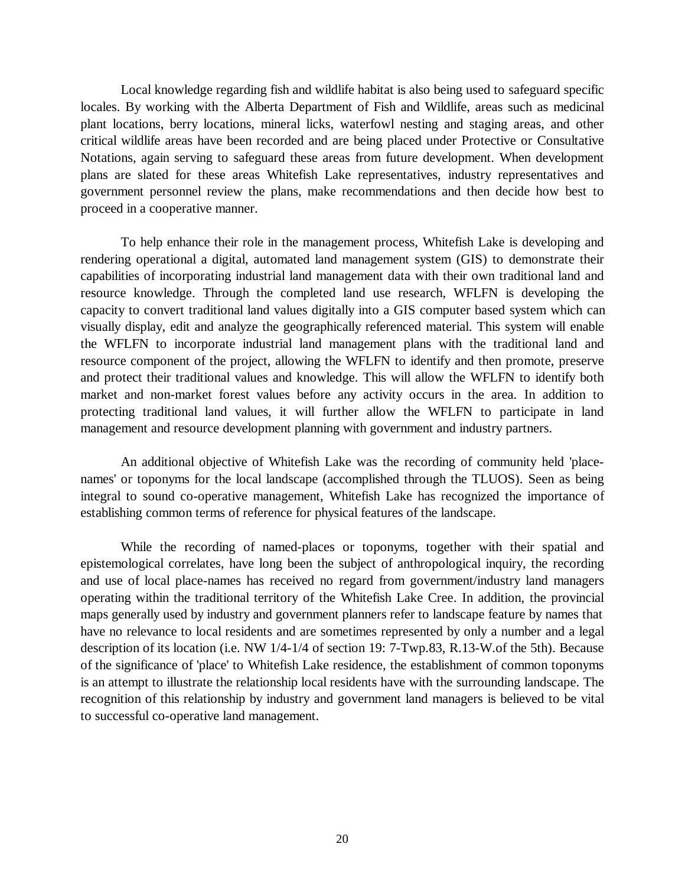Local knowledge regarding fish and wildlife habitat is also being used to safeguard specific locales. By working with the Alberta Department of Fish and Wildlife, areas such as medicinal plant locations, berry locations, mineral licks, waterfowl nesting and staging areas, and other critical wildlife areas have been recorded and are being placed under Protective or Consultative Notations, again serving to safeguard these areas from future development. When development plans are slated for these areas Whitefish Lake representatives, industry representatives and government personnel review the plans, make recommendations and then decide how best to proceed in a cooperative manner.

To help enhance their role in the management process, Whitefish Lake is developing and rendering operational a digital, automated land management system (GIS) to demonstrate their capabilities of incorporating industrial land management data with their own traditional land and resource knowledge. Through the completed land use research, WFLFN is developing the capacity to convert traditional land values digitally into a GIS computer based system which can visually display, edit and analyze the geographically referenced material. This system will enable the WFLFN to incorporate industrial land management plans with the traditional land and resource component of the project, allowing the WFLFN to identify and then promote, preserve and protect their traditional values and knowledge. This will allow the WFLFN to identify both market and non-market forest values before any activity occurs in the area. In addition to protecting traditional land values, it will further allow the WFLFN to participate in land management and resource development planning with government and industry partners.

An additional objective of Whitefish Lake was the recording of community held 'place-names' or toponyms for the local landscape (accomplished through the TLUOS). Seen as being integral to sound co-operative management, Whitefish Lake has recognized the importance of establishing common terms of reference for physical features of the landscape.

While the recording of named-places or toponyms, together with their spatial and epistemological correlates, have long been the subject of anthropological inquiry, the recording and use of local place-names has received no regard from government/industry land managers operating within the traditional territory of the Whitefish Lake Cree. In addition, the provincial maps generally used by industry and government planners refer to landscape feature by names that have no relevance to local residents and are sometimes represented by only a number and a legal description of its location (i.e. NW 1/4-1/4 of section 19: 7-Twp.83, R.13-W.of the 5th). Because of the significance of 'place' to Whitefish Lake residence, the establishment of common toponyms is an attempt to illustrate the relationship local residents have with the surrounding landscape. The recognition of this relationship by industry and government land managers is believed to be vital to successful co-operative land management.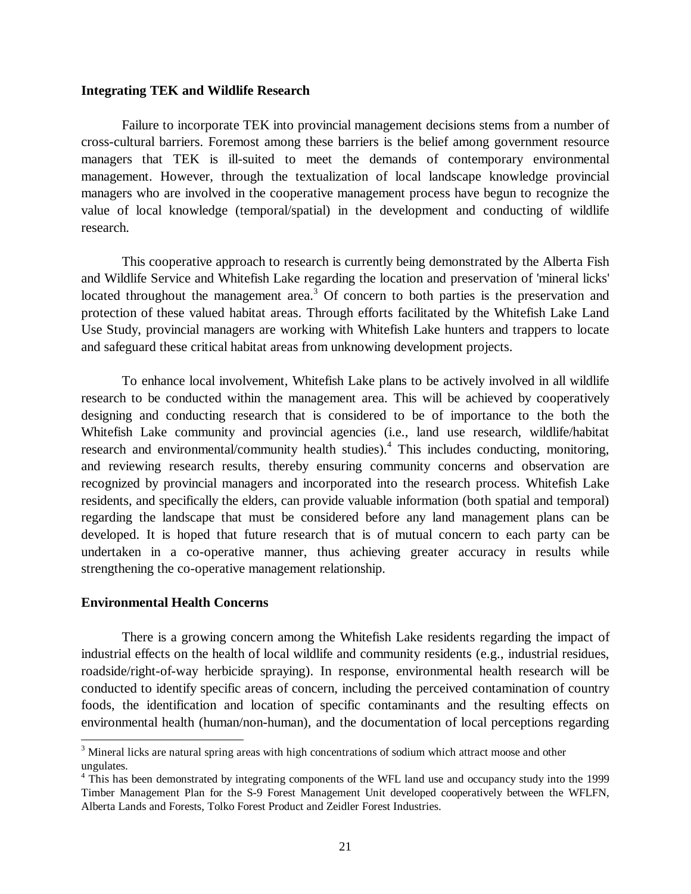### Integrating TEK and Wildlife Research

Failure to incorporate TEK into provincial management decisions stems from a number of cross-cultural barriers. Foremost among these barriers is the belief among government resource managers that TEK is ill-suited to meet the demands of contemporary environmental management. However, through the textualization of local landscape knowledge provincial managers who are involved in the cooperative management process have begun to recognize the value of local knowledge (temporal/spatial) in the development and conducting of wildlife research.

This cooperative approach to research is currently being demonstrated by the Alberta Fish and Wildlife Service and Whitefish Lake regarding the location and preservation of 'mineral licks' located throughout the management area.[3] Of concern to both parties is the preservation and protection of these valued habitat areas. Through efforts facilitated by the Whitefish Lake Land Use Study, provincial managers are working with Whitefish Lake hunters and trappers to locate and safeguard these critical habitat areas from unknowing development projects.

To enhance local involvement, Whitefish Lake plans to be actively involved in all wildlife research to be conducted within the management area. This will be achieved by cooperatively designing and conducting research that is considered to be of importance to the both the Whitefish Lake community and provincial agencies (i.e., land use research, wildlife/habitat research and environmental/community health studies).[4] This includes conducting, monitoring, and reviewing research results, thereby ensuring community concerns and observation are recognized by provincial managers and incorporated into the research process. Whitefish Lake residents, and specifically the elders, can provide valuable information (both spatial and temporal) regarding the landscape that must be considered before any land management plans can be developed. It is hoped that future research that is of mutual concern to each party can be undertaken in a co-operative manner, thus achieving greater accuracy in results while strengthening the co-operative management relationship.

### Environmental Health Concerns

There is a growing concern among the Whitefish Lake residents regarding the impact of industrial effects on the health of local wildlife and community residents (e.g., industrial residues, roadside/right-of-way herbicide spraying). In response, environmental health research will be conducted to identify specific areas of concern, including the perceived contamination of country foods, the identification and location of specific contaminants and the resulting effects on environmental health (human/non-human), and the documentation of local perceptions regarding

---

[3] Mineral licks are natural spring areas with high concentrations of sodium which attract moose and other ungulates.

[4] This has been demonstrated by integrating components of the WFL land use and occupancy study into the 1999 Timber Management Plan for the S-9 Forest Management Unit developed cooperatively between the WFLFN, Alberta Lands and Forests, Tolko Forest Product and Zeidler Forest Industries.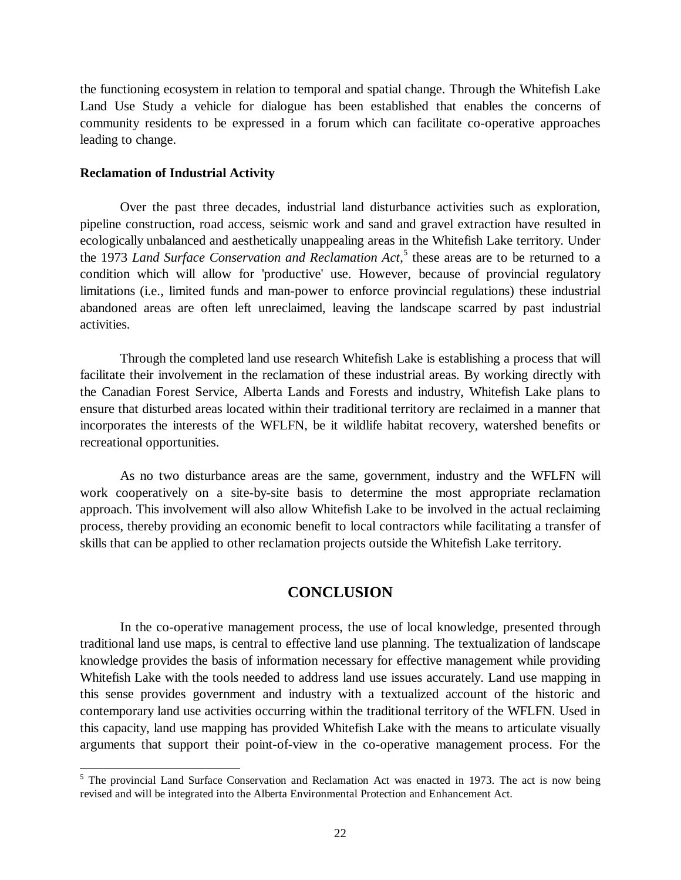the functioning ecosystem in relation to temporal and spatial change. Through the Whitefish Lake Land Use Study a vehicle for dialogue has been established that enables the concerns of community residents to be expressed in a forum which can facilitate co-operative approaches leading to change.

**Reclamation of Industrial Activity**

Over the past three decades, industrial land disturbance activities such as exploration, pipeline construction, road access, seismic work and sand and gravel extraction have resulted in ecologically unbalanced and aesthetically unappealing areas in the Whitefish Lake territory. Under the 1973 *Land Surface Conservation and Reclamation Act*,[5] these areas are to be returned to a condition which will allow for 'productive' use. However, because of provincial regulatory limitations (i.e., limited funds and man-power to enforce provincial regulations) these industrial abandoned areas are often left unreclaimed, leaving the landscape scarred by past industrial activities.

Through the completed land use research Whitefish Lake is establishing a process that will facilitate their involvement in the reclamation of these industrial areas. By working directly with the Canadian Forest Service, Alberta Lands and Forests and industry, Whitefish Lake plans to ensure that disturbed areas located within their traditional territory are reclaimed in a manner that incorporates the interests of the WFLFN, be it wildlife habitat recovery, watershed benefits or recreational opportunities.

As no two disturbance areas are the same, government, industry and the WFLFN will work cooperatively on a site-by-site basis to determine the most appropriate reclamation approach. This involvement will also allow Whitefish Lake to be involved in the actual reclaiming process, thereby providing an economic benefit to local contractors while facilitating a transfer of skills that can be applied to other reclamation projects outside the Whitefish Lake territory.

## CONCLUSION

In the co-operative management process, the use of local knowledge, presented through traditional land use maps, is central to effective land use planning. The textualization of landscape knowledge provides the basis of information necessary for effective management while providing Whitefish Lake with the tools needed to address land use issues accurately. Land use mapping in this sense provides government and industry with a textualized account of the historic and contemporary land use activities occurring within the traditional territory of the WFLFN. Used in this capacity, land use mapping has provided Whitefish Lake with the means to articulate visually arguments that support their point-of-view in the co-operative management process. For the

---

[5] The provincial Land Surface Conservation and Reclamation Act was enacted in 1973. The act is now being revised and will be integrated into the Alberta Environmental Protection and Enhancement Act.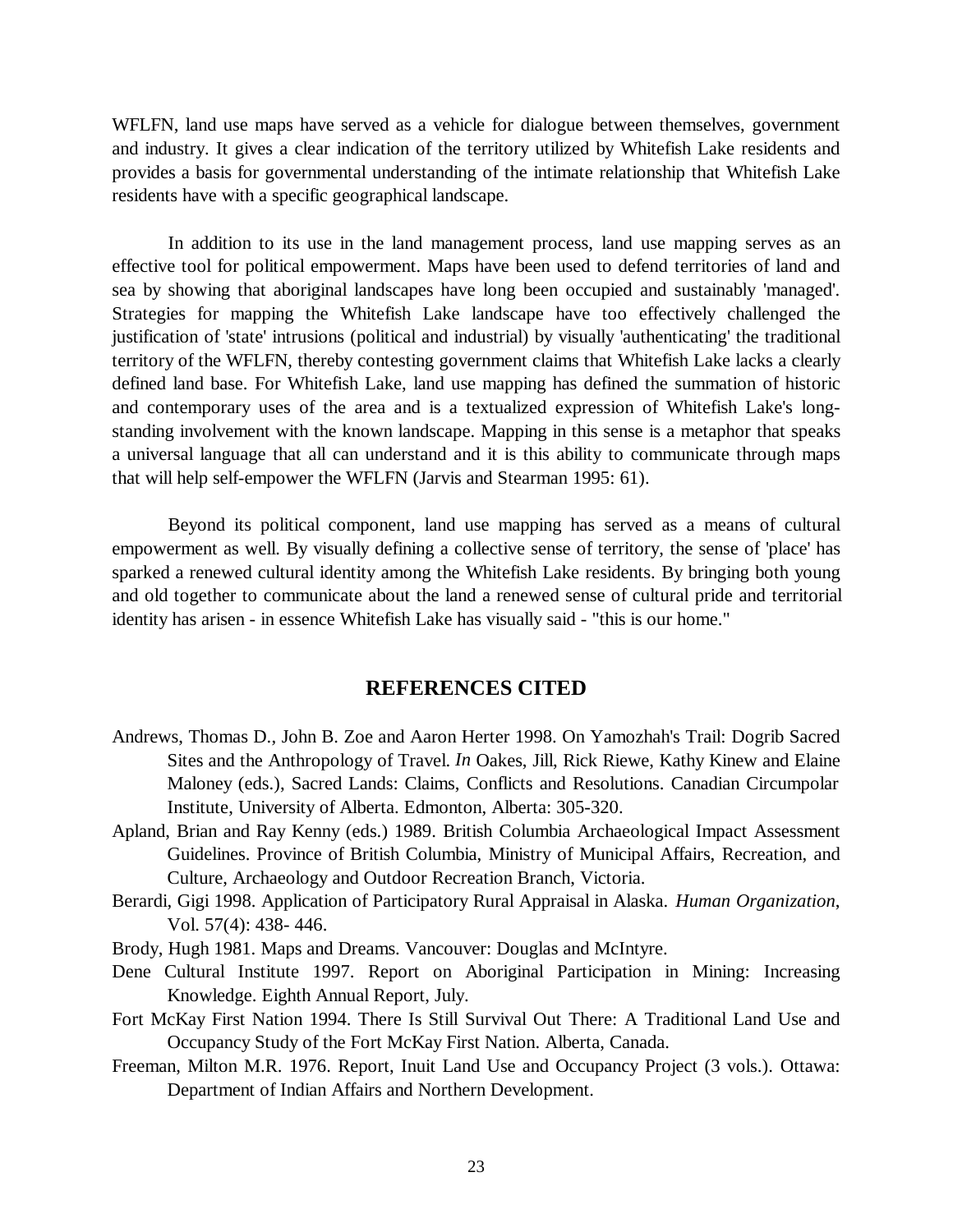WFLFN, land use maps have served as a vehicle for dialogue between themselves, government and industry. It gives a clear indication of the territory utilized by Whitefish Lake residents and provides a basis for governmental understanding of the intimate relationship that Whitefish Lake residents have with a specific geographical landscape.

In addition to its use in the land management process, land use mapping serves as an effective tool for political empowerment. Maps have been used to defend territories of land and sea by showing that aboriginal landscapes have long been occupied and sustainably 'managed'. Strategies for mapping the Whitefish Lake landscape have too effectively challenged the justification of 'state' intrusions (political and industrial) by visually 'authenticating' the traditional territory of the WFLFN, thereby contesting government claims that Whitefish Lake lacks a clearly defined land base. For Whitefish Lake, land use mapping has defined the summation of historic and contemporary uses of the area and is a textualized expression of Whitefish Lake's long-standing involvement with the known landscape. Mapping in this sense is a metaphor that speaks a universal language that all can understand and it is this ability to communicate through maps that will help self-empower the WFLFN (Jarvis and Stearman 1995: 61).

Beyond its political component, land use mapping has served as a means of cultural empowerment as well. By visually defining a collective sense of territory, the sense of 'place' has sparked a renewed cultural identity among the Whitefish Lake residents. By bringing both young and old together to communicate about the land a renewed sense of cultural pride and territorial identity has arisen - in essence Whitefish Lake has visually said - "this is our home."

## REFERENCES CITED

Andrews, Thomas D., John B. Zoe and Aaron Herter 1998. On Yamozhah's Trail: Dogrib Sacred Sites and the Anthropology of Travel. *In* Oakes, Jill, Rick Riewe, Kathy Kinew and Elaine Maloney (eds.), Sacred Lands: Claims, Conflicts and Resolutions. Canadian Circumpolar Institute, University of Alberta. Edmonton, Alberta: 305-320.

Apland, Brian and Ray Kenny (eds.) 1989. British Columbia Archaeological Impact Assessment Guidelines. Province of British Columbia, Ministry of Municipal Affairs, Recreation, and Culture, Archaeology and Outdoor Recreation Branch, Victoria.

Berardi, Gigi 1998. Application of Participatory Rural Appraisal in Alaska. *Human Organization*, Vol. 57(4): 438- 446.

Brody, Hugh 1981. Maps and Dreams. Vancouver: Douglas and McIntyre.

Dene Cultural Institute 1997. Report on Aboriginal Participation in Mining: Increasing Knowledge. Eighth Annual Report, July.

Fort McKay First Nation 1994. There Is Still Survival Out There: A Traditional Land Use and Occupancy Study of the Fort McKay First Nation. Alberta, Canada.

Freeman, Milton M.R. 1976. Report, Inuit Land Use and Occupancy Project (3 vols.). Ottawa: Department of Indian Affairs and Northern Development.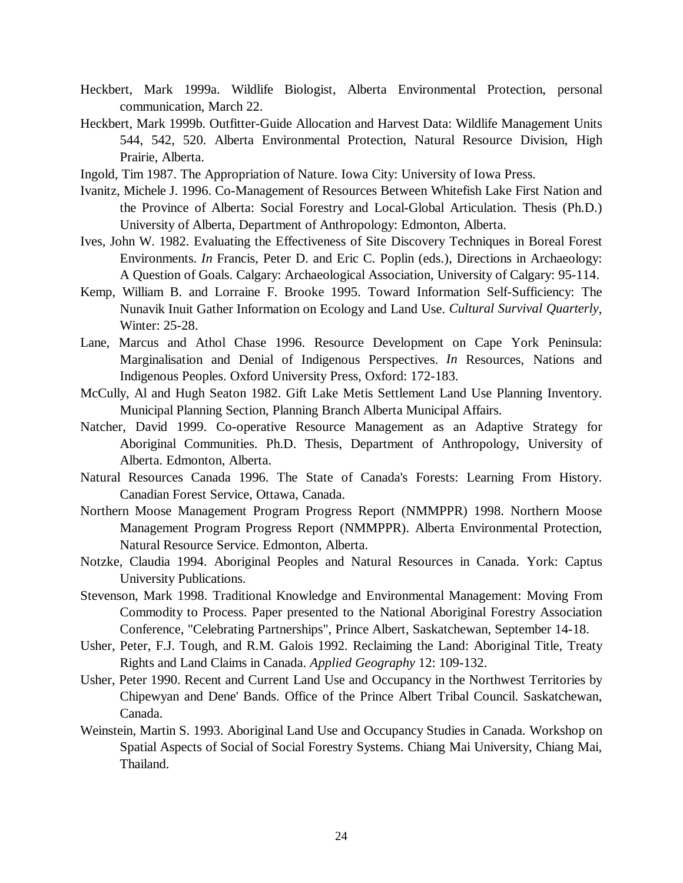Heckbert, Mark 1999a. Wildlife Biologist, Alberta Environmental Protection, personal communication, March 22.

Heckbert, Mark 1999b. Outfitter-Guide Allocation and Harvest Data: Wildlife Management Units 544, 542, 520. Alberta Environmental Protection, Natural Resource Division, High Prairie, Alberta.

Ingold, Tim 1987. The Appropriation of Nature. Iowa City: University of Iowa Press.

Ivanitz, Michele J. 1996. Co-Management of Resources Between Whitefish Lake First Nation and the Province of Alberta: Social Forestry and Local-Global Articulation. Thesis (Ph.D.) University of Alberta, Department of Anthropology: Edmonton, Alberta.

Ives, John W. 1982. Evaluating the Effectiveness of Site Discovery Techniques in Boreal Forest Environments. *In* Francis, Peter D. and Eric C. Poplin (eds.), Directions in Archaeology: A Question of Goals. Calgary: Archaeological Association, University of Calgary: 95-114.

Kemp, William B. and Lorraine F. Brooke 1995. Toward Information Self-Sufficiency: The Nunavik Inuit Gather Information on Ecology and Land Use. *Cultural Survival Quarterly*, Winter: 25-28.

Lane, Marcus and Athol Chase 1996. Resource Development on Cape York Peninsula: Marginalisation and Denial of Indigenous Perspectives. *In* Resources, Nations and Indigenous Peoples. Oxford University Press, Oxford: 172-183.

McCully, Al and Hugh Seaton 1982. Gift Lake Metis Settlement Land Use Planning Inventory. Municipal Planning Section, Planning Branch Alberta Municipal Affairs.

Natcher, David 1999. Co-operative Resource Management as an Adaptive Strategy for Aboriginal Communities. Ph.D. Thesis, Department of Anthropology, University of Alberta. Edmonton, Alberta.

Natural Resources Canada 1996. The State of Canada's Forests: Learning From History. Canadian Forest Service, Ottawa, Canada.

Northern Moose Management Program Progress Report (NMMPPR) 1998. Northern Moose Management Program Progress Report (NMMPPR). Alberta Environmental Protection, Natural Resource Service. Edmonton, Alberta.

Notzke, Claudia 1994. Aboriginal Peoples and Natural Resources in Canada. York: Captus University Publications.

Stevenson, Mark 1998. Traditional Knowledge and Environmental Management: Moving From Commodity to Process. Paper presented to the National Aboriginal Forestry Association Conference, "Celebrating Partnerships", Prince Albert, Saskatchewan, September 14-18.

Usher, Peter, F.J. Tough, and R.M. Galois 1992. Reclaiming the Land: Aboriginal Title, Treaty Rights and Land Claims in Canada. *Applied Geography* 12: 109-132.

Usher, Peter 1990. Recent and Current Land Use and Occupancy in the Northwest Territories by Chipewyan and Dene' Bands. Office of the Prince Albert Tribal Council. Saskatchewan, Canada.

Weinstein, Martin S. 1993. Aboriginal Land Use and Occupancy Studies in Canada. Workshop on Spatial Aspects of Social of Social Forestry Systems. Chiang Mai University, Chiang Mai, Thailand.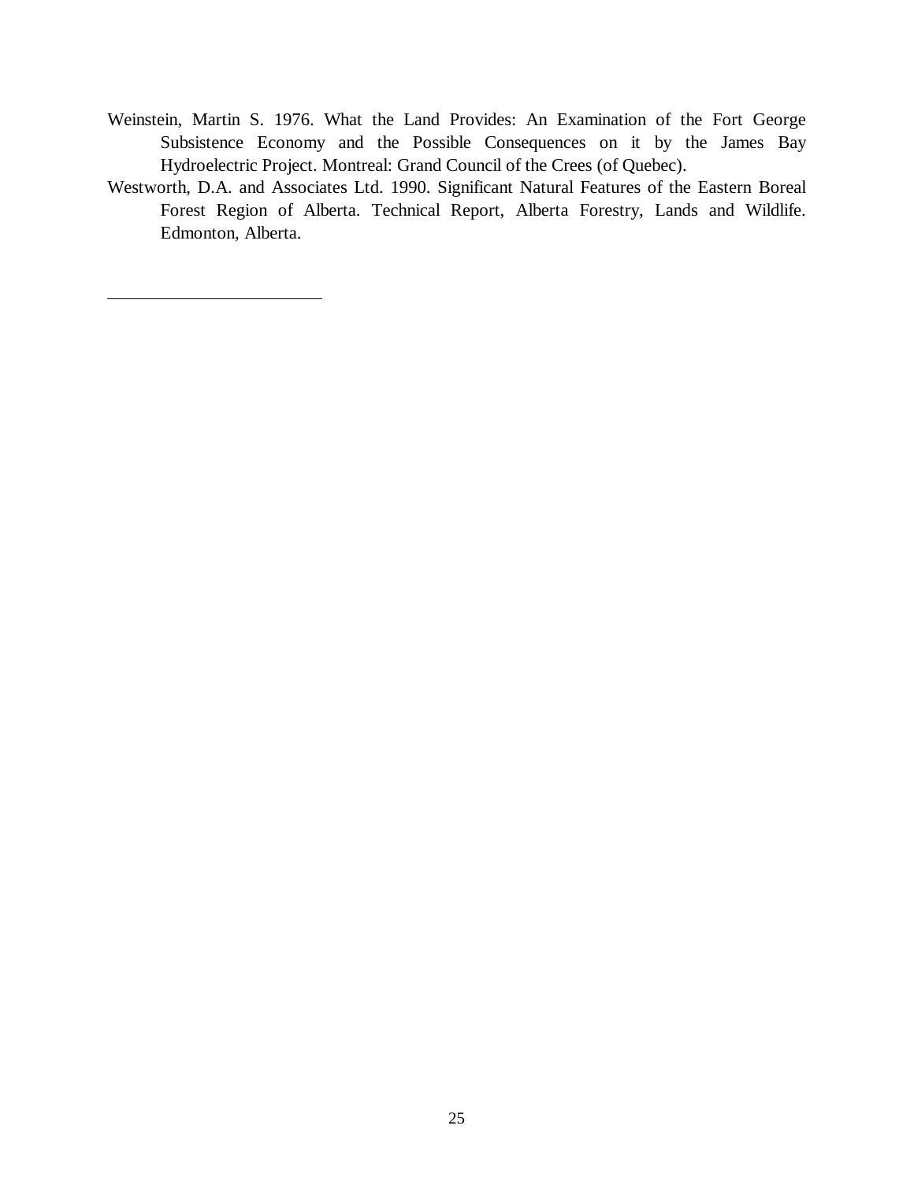Weinstein, Martin S. 1976. What the Land Provides: An Examination of the Fort George Subsistence Economy and the Possible Consequences on it by the James Bay Hydroelectric Project. Montreal: Grand Council of the Crees (of Quebec).

Westworth, D.A. and Associates Ltd. 1990. Significant Natural Features of the Eastern Boreal Forest Region of Alberta. Technical Report, Alberta Forestry, Lands and Wildlife. Edmonton, Alberta.